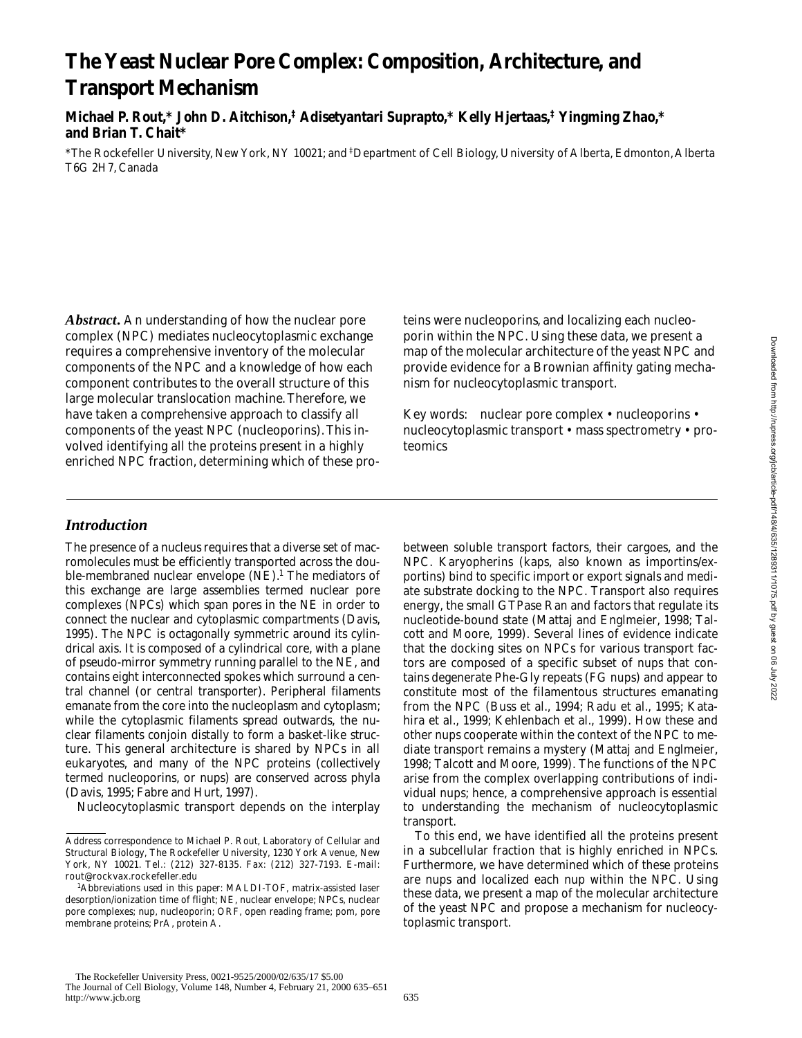# The Yeast Nuclear Pore Complex: Composition, Architecture, and Transport Mechanism

**Michael P. Rout,* John D. Aitchison,‡ Adisetyantari Suprapto,* Kelly Hjertaas,‡ Yingming Zhao,* and Brian T. Chait***

*The Rockefeller University, New York, NY 10021; and ‡Department of Cell Biology, University of Alberta, Edmonton, Alberta T6G 2H7, Canada

***Abstract.*** An understanding of how the nuclear pore complex (NPC) mediates nucleocytoplasmic exchange requires a comprehensive inventory of the molecular components of the NPC and a knowledge of how each component contributes to the overall structure of this large molecular translocation machine. Therefore, we have taken a comprehensive approach to classify all components of the yeast NPC (nucleoporins). This involved identifying all the proteins present in a highly enriched NPC fraction, determining which of these proteins were nucleoporins, and localizing each nucleoporin within the NPC. Using these data, we present a map of the molecular architecture of the yeast NPC and provide evidence for a Brownian affinity gating mechanism for nucleocytoplasmic transport.

Key words: nuclear pore complex • nucleoporins • nucleocytoplasmic transport • mass spectrometry • proteomics

## *Introduction*

The presence of a nucleus requires that a diverse set of macromolecules must be efficiently transported across the double-membraned nuclear envelope (NE).[1] The mediators of this exchange are large assemblies termed nuclear pore complexes (NPCs) which span pores in the NE in order to connect the nuclear and cytoplasmic compartments (Davis, 1995). The NPC is octagonally symmetric around its cylindrical axis. It is composed of a cylindrical core, with a plane of pseudo-mirror symmetry running parallel to the NE, and contains eight interconnected spokes which surround a central channel (or central transporter). Peripheral filaments emanate from the core into the nucleoplasm and cytoplasm; while the cytoplasmic filaments spread outwards, the nuclear filaments conjoin distally to form a basket-like structure. This general architecture is shared by NPCs in all eukaryotes, and many of the NPC proteins (collectively termed nucleoporins, or nups) are conserved across phyla (Davis, 1995; Fabre and Hurt, 1997).

Nucleocytoplasmic transport depends on the interplay between soluble transport factors, their cargoes, and the NPC. Karyopherins (kaps, also known as importins/exportins) bind to specific import or export signals and mediate substrate docking to the NPC. Transport also requires energy, the small GTPase Ran and factors that regulate its nucleotide-bound state (Mattaj and Englmeier, 1998; Talcott and Moore, 1999). Several lines of evidence indicate that the docking sites on NPCs for various transport factors are composed of a specific subset of nups that contains degenerate Phe-Gly repeats (FG nups) and appear to constitute most of the filamentous structures emanating from the NPC (Buss et al., 1994; Radu et al., 1995; Katahira et al., 1999; Kehlenbach et al., 1999). How these and other nups cooperate within the context of the NPC to mediate transport remains a mystery (Mattaj and Englmeier, 1998; Talcott and Moore, 1999). The functions of the NPC arise from the complex overlapping contributions of individual nups; hence, a comprehensive approach is essential to understanding the mechanism of nucleocytoplasmic transport.

To this end, we have identified all the proteins present in a subcellular fraction that is highly enriched in NPCs. Furthermore, we have determined which of these proteins are nups and localized each nup within the NPC. Using these data, we present a map of the molecular architecture of the yeast NPC and propose a mechanism for nucleocytoplasmic transport.

---

Address correspondence to Michael P. Rout, Laboratory of Cellular and Structural Biology, The Rockefeller University, 1230 York Avenue, New York, NY 10021. Tel.: (212) 327-8135. Fax: (212) 327-7193. E-mail: rout@rockvax.rockefeller.edu

[1]Abbreviations used in this paper: MALDI-TOF, matrix-assisted laser desorption/ionization time of flight; NE, nuclear envelope; NPCs, nuclear pore complexes; nup, nucleoporin; ORF, open reading frame; pom, pore membrane proteins; PrA, protein A.

The Rockefeller University Press, 0021-9525/2000/02/635/17 $5.00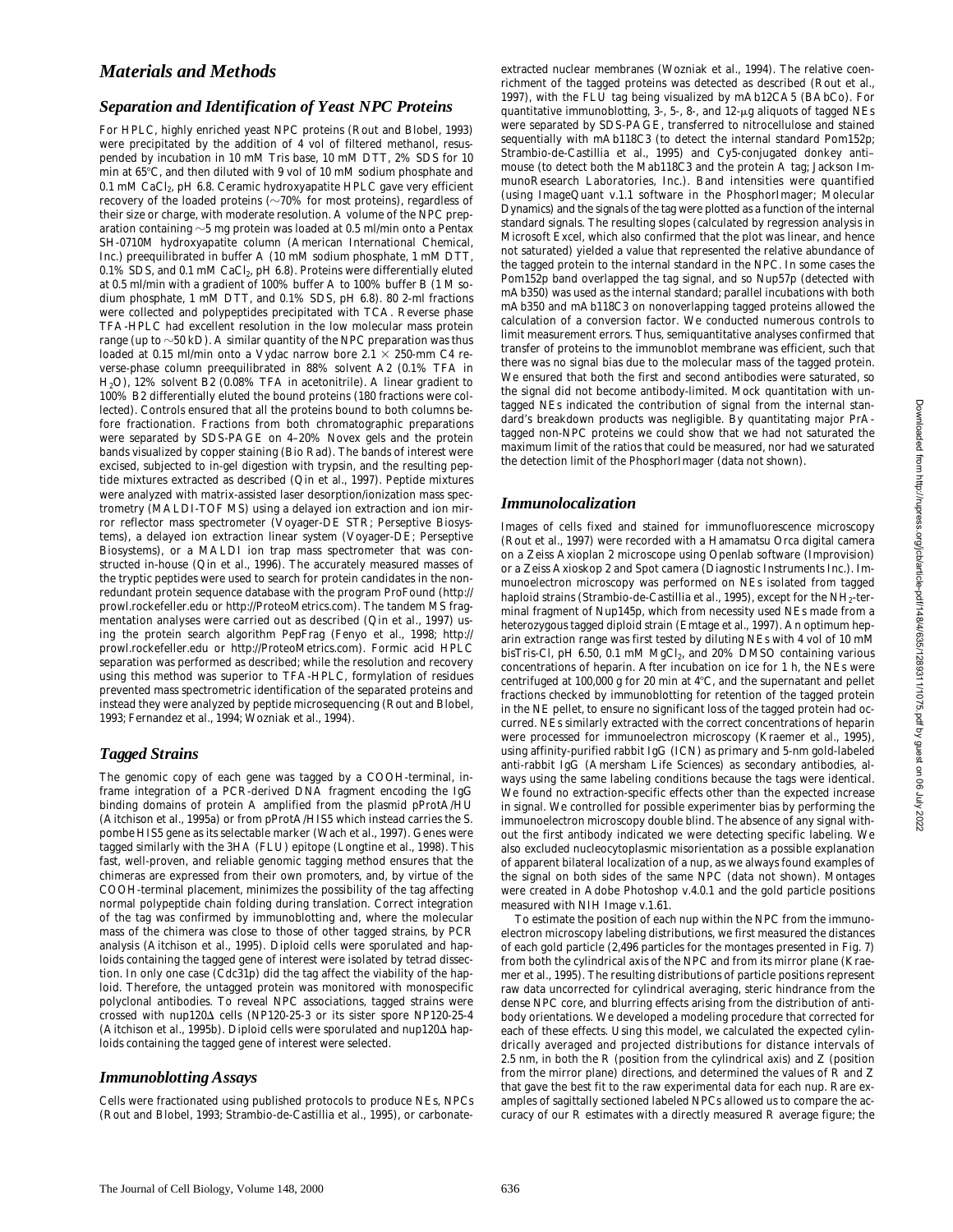# Materials and Methods

## Separation and Identification of Yeast NPC Proteins

For HPLC, highly enriched yeast NPC proteins (Rout and Blobel, 1993) were precipitated by the addition of 4 vol of filtered methanol, resuspended by incubation in 10 mM Tris base, 10 mM DTT, 2% SDS for 10 min at 65°C, and then diluted with 9 vol of 10 mM sodium phosphate and 0.1 mM $CaCl_2$, pH 6.8. Ceramic hydroxyapatite HPLC gave very efficient recovery of the loaded proteins (~70% for most proteins), regardless of their size or charge, with moderate resolution. A volume of the NPC preparation containing ~5 mg protein was loaded at 0.5 ml/min onto a Pentax SH-0710M hydroxyapatite column (American International Chemical, Inc.) preequilibrated in buffer A (10 mM sodium phosphate, 1 mM DTT, 0.1% SDS, and 0.1 mM $CaCl_2$, pH 6.8). Proteins were differentially eluted at 0.5 ml/min with a gradient of 100% buffer A to 100% buffer B (1 M sodium phosphate, 1 mM DTT, and 0.1% SDS, pH 6.8). 80 2-ml fractions were collected and polypeptides precipitated with TCA. Reverse phase TFA-HPLC had excellent resolution in the low molecular mass protein range (up to ~50 kD). A similar quantity of the NPC preparation was thus loaded at 0.15 ml/min onto a Vydac narrow bore 2.1 × 250-mm C4 reverse-phase column preequilibrated in 88% solvent A2 (0.1% TFA in $H_2O$), 12% solvent B2 (0.08% TFA in acetonitrile). A linear gradient to 100% B2 differentially eluted the bound proteins (180 fractions were collected). Controls ensured that all the proteins bound to both columns before fractionation. Fractions from both chromatographic preparations were separated by SDS-PAGE on 4–20% Novex gels and the protein bands visualized by copper staining (Bio Rad). The bands of interest were excised, subjected to in-gel digestion with trypsin, and the resulting peptide mixtures extracted as described (Qin et al., 1997). Peptide mixtures were analyzed with matrix-assisted laser desorption/ionization mass spectrometry (MALDI-TOF MS) using a delayed ion extraction and ion mirror reflector mass spectrometer (Voyager-DE STR; Perseptive Biosystems), a delayed ion extraction linear system (Voyager-DE; Perseptive Biosystems), or a MALDI ion trap mass spectrometer that was constructed in-house (Qin et al., 1996). The accurately measured masses of the tryptic peptides were used to search for protein candidates in the nonredundant protein sequence database with the program ProFound (http://prowl.rockefeller.edu or http://ProteoMetrics.com). The tandem MS fragmentation analyses were carried out as described (Qin et al., 1997) using the protein search algorithm PepFrag (Fenyo et al., 1998; http://prowl.rockefeller.edu or http://ProteoMetrics.com). Formic acid HPLC separation was performed as described; while the resolution and recovery using this method was superior to TFA-HPLC, formylation of residues prevented mass spectrometric identification of the separated proteins and instead they were analyzed by peptide microsequencing (Rout and Blobel, 1993; Fernandez et al., 1994; Wozniak et al., 1994).

## Tagged Strains

The genomic copy of each gene was tagged by a COOH-terminal, in-frame integration of a PCR-derived DNA fragment encoding the IgG binding domains of protein A amplified from the plasmid pProtA/HU (Aitchison et al., 1995a) or from pProtA/HIS5 which instead carries the *S. pombe HIS5* gene as its selectable marker (Wach et al., 1997). Genes were tagged similarly with the 3HA (FLU) epitope (Longtine et al., 1998). This fast, well-proven, and reliable genomic tagging method ensures that the chimeras are expressed from their own promoters, and, by virtue of the COOH-terminal placement, minimizes the possibility of the tag affecting normal polypeptide chain folding during translation. Correct integration of the tag was confirmed by immunoblotting and, where the molecular mass of the chimera was close to those of other tagged strains, by PCR analysis (Aitchison et al., 1995). Diploid cells were sporulated and haploids containing the tagged gene of interest were isolated by tetrad dissection. In only one case (Cdc31p) did the tag affect the viability of the haploid. Therefore, the untagged protein was monitored with monospecific polyclonal antibodies. To reveal NPC associations, tagged strains were crossed with *nup120*Δ cells (NP120-25-3 or its sister spore NP120-25-4 (Aitchison et al., 1995b). Diploid cells were sporulated and *nup120*Δ haploids containing the tagged gene of interest were selected.

## Immunoblotting Assays

Cells were fractionated using published protocols to produce NEs, NPCs (Rout and Blobel, 1993; Strambio-de-Castillia et al., 1995), or carbonate-extracted nuclear membranes (Wozniak et al., 1994). The relative coenrichment of the tagged proteins was detected as described (Rout et al., 1997), with the FLU tag being visualized by mAb12CA5 (BAbCo). For quantitative immunoblotting, 3-, 5-, 8-, and 12-μg aliquots of tagged NEs were separated by SDS-PAGE, transferred to nitrocellulose and stained sequentially with mAb118C3 (to detect the internal standard Pom152p; Strambio-de-Castillia et al., 1995) and Cy5-conjugated donkey anti–mouse (to detect both the Mab118C3 and the protein A tag; Jackson ImmunoResearch Laboratories, Inc.). Band intensities were quantified (using ImageQuant v.1.1 software in the PhosphorImager; Molecular Dynamics) and the signals of the tag were plotted as a function of the internal standard signals. The resulting slopes (calculated by regression analysis in Microsoft Excel, which also confirmed that the plot was linear, and hence not saturated) yielded a value that represented the relative abundance of the tagged protein to the internal standard in the NPC. In some cases the Pom152p band overlapped the tag signal, and so Nup57p (detected with mAb350) was used as the internal standard; parallel incubations with both mAb350 and mAb118C3 on nonoverlapping tagged proteins allowed the calculation of a conversion factor. We conducted numerous controls to limit measurement errors. Thus, semiquantitative analyses confirmed that transfer of proteins to the immunoblot membrane was efficient, such that there was no signal bias due to the molecular mass of the tagged protein. We ensured that both the first and second antibodies were saturated, so the signal did not become antibody-limited. Mock quantitation with untagged NEs indicated the contribution of signal from the internal standard's breakdown products was negligible. By quantitating major PrA-tagged non-NPC proteins we could show that we had not saturated the maximum limit of the ratios that could be measured, nor had we saturated the detection limit of the PhosphorImager (data not shown).

## Immunolocalization

Images of cells fixed and stained for immunofluorescence microscopy (Rout et al., 1997) were recorded with a Hamamatsu Orca digital camera on a Zeiss Axioplan 2 microscope using Openlab software (Improvision) or a Zeiss Axioskop 2 and Spot camera (Diagnostic Instruments Inc.). Immunoelectron microscopy was performed on NEs isolated from tagged haploid strains (Strambio-de-Castillia et al., 1995), except for the $NH_2$-terminal fragment of Nup145p, which from necessity used NEs made from a heterozygous tagged diploid strain (Emtage et al., 1997). An optimum heparin extraction range was first tested by diluting NEs with 4 vol of 10 mM bisTris-Cl, pH 6.50, 0.1 mM $MgCl_2$, and 20% DMSO containing various concentrations of heparin. After incubation on ice for 1 h, the NEs were centrifuged at 100,000 *g* for 20 min at 4°C, and the supernatant and pellet fractions checked by immunoblotting for retention of the tagged protein in the NE pellet, to ensure no significant loss of the tagged protein had occurred. NEs similarly extracted with the correct concentrations of heparin were processed for immunoelectron microscopy (Kraemer et al., 1995), using affinity-purified rabbit IgG (ICN) as primary and 5-nm gold-labeled anti-rabbit IgG (Amersham Life Sciences) as secondary antibodies, always using the same labeling conditions because the tags were identical. We found no extraction-specific effects other than the expected increase in signal. We controlled for possible experimenter bias by performing the immunoelectron microscopy double blind. The absence of any signal without the first antibody indicated we were detecting specific labeling. We also excluded nucleocytoplasmic misorientation as a possible explanation of apparent bilateral localization of a nup, as we always found examples of the signal on both sides of the same NPC (data not shown). Montages were created in Adobe Photoshop v.4.0.1 and the gold particle positions measured with NIH Image v.1.61.

To estimate the position of each nup within the NPC from the immunoelectron microscopy labeling distributions, we first measured the distances of each gold particle (2,496 particles for the montages presented in Fig. 7) from both the cylindrical axis of the NPC and from its mirror plane (Kraemer et al., 1995). The resulting distributions of particle positions represent raw data uncorrected for cylindrical averaging, steric hindrance from the dense NPC core, and blurring effects arising from the distribution of antibody orientations. We developed a modeling procedure that corrected for each of these effects. Using this model, we calculated the expected cylindrically averaged and projected distributions for distance intervals of 2.5 nm, in both the R (position from the cylindrical axis) and Z (position from the mirror plane) directions, and determined the values of R and Z that gave the best fit to the raw experimental data for each nup. Rare examples of sagittally sectioned labeled NPCs allowed us to compare the accuracy of our R estimates with a directly measured R average figure; the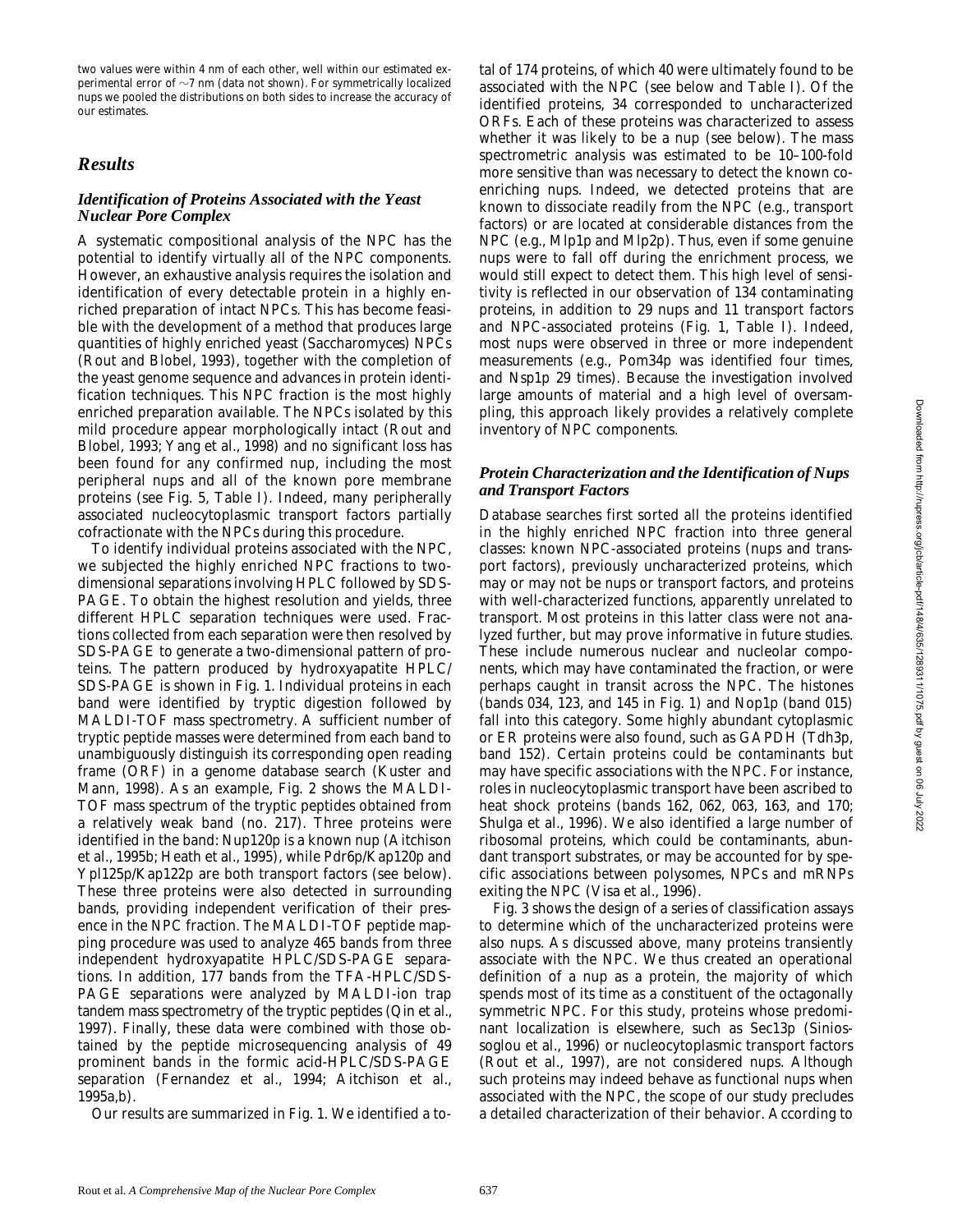two values were within 4 nm of each other, well within our estimated experimental error of ~7 nm (data not shown). For symmetrically localized nups we pooled the distributions on both sides to increase the accuracy of our estimates.

## Results

### Identification of Proteins Associated with the Yeast Nuclear Pore Complex

A systematic compositional analysis of the NPC has the potential to identify virtually all of the NPC components. However, an exhaustive analysis requires the isolation and identification of every detectable protein in a highly enriched preparation of intact NPCs. This has become feasible with the development of a method that produces large quantities of highly enriched yeast (*Saccharomyces*) NPCs (Rout and Blobel, 1993), together with the completion of the yeast genome sequence and advances in protein identification techniques. This NPC fraction is the most highly enriched preparation available. The NPCs isolated by this mild procedure appear morphologically intact (Rout and Blobel, 1993; Yang et al., 1998) and no significant loss has been found for any confirmed nup, including the most peripheral nups and all of the known pore membrane proteins (see Fig. 5, Table I). Indeed, many peripherally associated nucleocytoplasmic transport factors partially cofractionate with the NPCs during this procedure.

To identify individual proteins associated with the NPC, we subjected the highly enriched NPC fractions to two-dimensional separations involving HPLC followed by SDS-PAGE. To obtain the highest resolution and yields, three different HPLC separation techniques were used. Fractions collected from each separation were then resolved by SDS-PAGE to generate a two-dimensional pattern of proteins. The pattern produced by hydroxyapatite HPLC/SDS-PAGE is shown in Fig. 1. Individual proteins in each band were identified by tryptic digestion followed by MALDI-TOF mass spectrometry. A sufficient number of tryptic peptide masses were determined from each band to unambiguously distinguish its corresponding open reading frame (ORF) in a genome database search (Kuster and Mann, 1998). As an example, Fig. 2 shows the MALDI-TOF mass spectrum of the tryptic peptides obtained from a relatively weak band (no. 217). Three proteins were identified in the band: Nup120p is a known nup (Aitchison et al., 1995b; Heath et al., 1995), while Pdr6p/Kap120p and Ypl125p/Kap122p are both transport factors (see below). These three proteins were also detected in surrounding bands, providing independent verification of their presence in the NPC fraction. The MALDI-TOF peptide mapping procedure was used to analyze 465 bands from three independent hydroxyapatite HPLC/SDS-PAGE separations. In addition, 177 bands from the TFA-HPLC/SDS-PAGE separations were analyzed by MALDI-ion trap tandem mass spectrometry of the tryptic peptides (Qin et al., 1997). Finally, these data were combined with those obtained by the peptide microsequencing analysis of 49 prominent bands in the formic acid-HPLC/SDS-PAGE separation (Fernandez et al., 1994; Aitchison et al., 1995a,b).

Our results are summarized in Fig. 1. We identified a total of 174 proteins, of which 40 were ultimately found to be associated with the NPC (see below and Table I). Of the identified proteins, 34 corresponded to uncharacterized ORFs. Each of these proteins was characterized to assess whether it was likely to be a nup (see below). The mass spectrometric analysis was estimated to be 10–100-fold more sensitive than was necessary to detect the known coenriching nups. Indeed, we detected proteins that are known to dissociate readily from the NPC (e.g., transport factors) or are located at considerable distances from the NPC (e.g., Mlp1p and Mlp2p). Thus, even if some genuine nups were to fall off during the enrichment process, we would still expect to detect them. This high level of sensitivity is reflected in our observation of 134 contaminating proteins, in addition to 29 nups and 11 transport factors and NPC-associated proteins (Fig. 1, Table I). Indeed, most nups were observed in three or more independent measurements (e.g., Pom34p was identified four times, and Nsp1p 29 times). Because the investigation involved large amounts of material and a high level of oversampling, this approach likely provides a relatively complete inventory of NPC components.

### Protein Characterization and the Identification of Nups and Transport Factors

Database searches first sorted all the proteins identified in the highly enriched NPC fraction into three general classes: known NPC-associated proteins (nups and transport factors), previously uncharacterized proteins, which may or may not be nups or transport factors, and proteins with well-characterized functions, apparently unrelated to transport. Most proteins in this latter class were not analyzed further, but may prove informative in future studies. These include numerous nuclear and nucleolar components, which may have contaminated the fraction, or were perhaps caught in transit across the NPC. The histones (bands 034, 123, and 145 in Fig. 1) and Nop1p (band 015) fall into this category. Some highly abundant cytoplasmic or ER proteins were also found, such as GAPDH (Tdh3p, band 152). Certain proteins could be contaminants but may have specific associations with the NPC. For instance, roles in nucleocytoplasmic transport have been ascribed to heat shock proteins (bands 162, 062, 063, 163, and 170; Shulga et al., 1996). We also identified a large number of ribosomal proteins, which could be contaminants, abundant transport substrates, or may be accounted for by specific associations between polysomes, NPCs and mRNPs exiting the NPC (Visa et al., 1996).

Fig. 3 shows the design of a series of classification assays to determine which of the uncharacterized proteins were also nups. As discussed above, many proteins transiently associate with the NPC. We thus created an operational definition of a nup as a protein, the majority of which spends most of its time as a constituent of the octagonally symmetric NPC. For this study, proteins whose predominant localization is elsewhere, such as Sec13p (Siniossoglou et al., 1996) or nucleocytoplasmic transport factors (Rout et al., 1997), are not considered nups. Although such proteins may indeed behave as functional nups when associated with the NPC, the scope of our study precludes a detailed characterization of their behavior. According to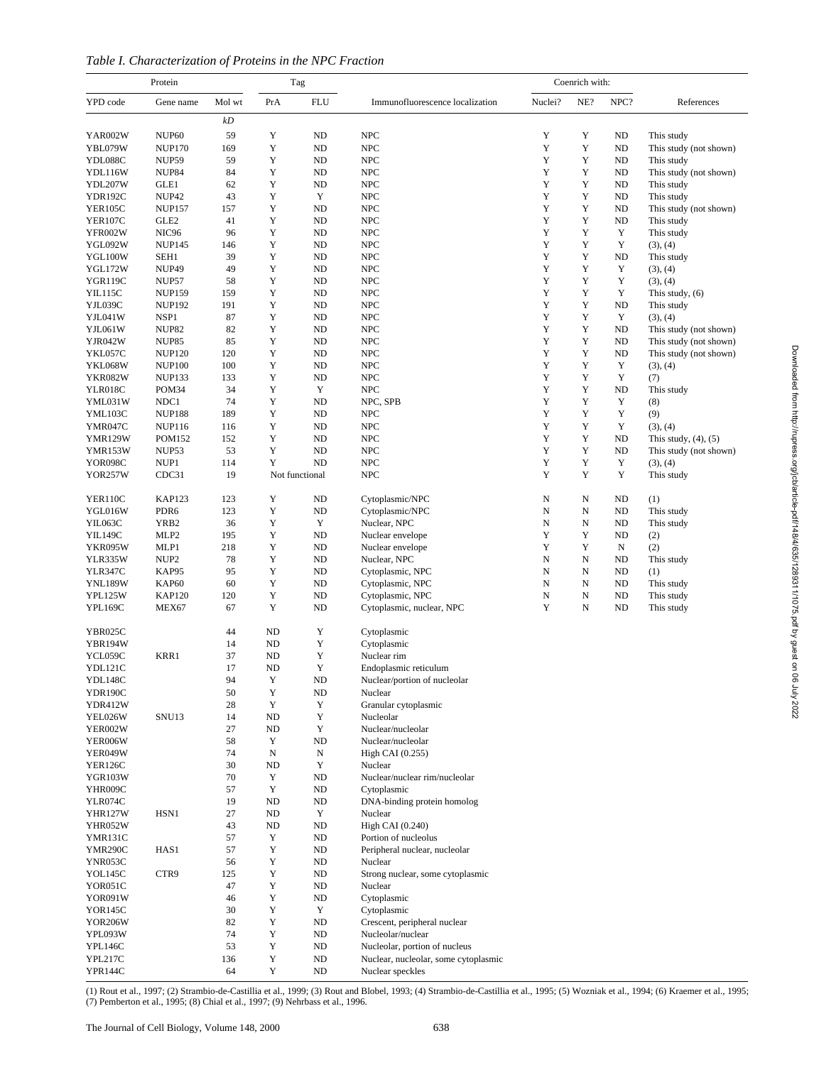*Table I. Characterization of Proteins in the NPC Fraction*

| Protein | | | Tag | | Immunofluorescence localization | Coenrich with: | | | References |
|---|---|---|---|---|---|---|---|---|---|
| YPD code | Gene name | Mol wt | PrA | FLU | | Nuclei? | NE? | NPC? | |
| | | *kD* | | | | | | | |
| YAR002W | NUP60 | 59 | Y | ND | NPC | Y | Y | ND | This study |
| YBL079W | NUP170 | 169 | Y | ND | NPC | Y | Y | ND | This study (not shown) |
| YDL088C | NUP59 | 59 | Y | ND | NPC | Y | Y | ND | This study |
| YDL116W | NUP84 | 84 | Y | ND | NPC | Y | Y | ND | This study (not shown) |
| YDL207W | GLE1 | 62 | Y | ND | NPC | Y | Y | ND | This study |
| YDR192C | NUP42 | 43 | Y | Y | NPC | Y | Y | ND | This study |
| YER105C | NUP157 | 157 | Y | ND | NPC | Y | Y | ND | This study (not shown) |
| YER107C | GLE2 | 41 | Y | ND | NPC | Y | Y | ND | This study |
| YFR002W | NIC96 | 96 | Y | ND | NPC | Y | Y | Y | This study |
| YGL092W | NUP145 | 146 | Y | ND | NPC | Y | Y | Y | (3), (4) |
| YGL100W | SEH1 | 39 | Y | ND | NPC | Y | Y | ND | This study |
| YGL172W | NUP49 | 49 | Y | ND | NPC | Y | Y | Y | (3), (4) |
| YGR119C | NUP57 | 58 | Y | ND | NPC | Y | Y | Y | (3), (4) |
| YIL115C | NUP159 | 159 | Y | ND | NPC | Y | Y | Y | This study, (6) |
| YJL039C | NUP192 | 191 | Y | ND | NPC | Y | Y | ND | This study |
| YJL041W | NSP1 | 87 | Y | ND | NPC | Y | Y | Y | (3), (4) |
| YJL061W | NUP82 | 82 | Y | ND | NPC | Y | Y | ND | This study (not shown) |
| YJR042W | NUP85 | 85 | Y | ND | NPC | Y | Y | ND | This study (not shown) |
| YKL057C | NUP120 | 120 | Y | ND | NPC | Y | Y | ND | This study (not shown) |
| YKL068W | NUP100 | 100 | Y | ND | NPC | Y | Y | Y | (3), (4) |
| YKR082W | NUP133 | 133 | Y | ND | NPC | Y | Y | Y | (7) |
| YLR018C | POM34 | 34 | Y | Y | NPC | Y | Y | ND | This study |
| YML031W | NDC1 | 74 | Y | ND | NPC, SPB | Y | Y | Y | (8) |
| YML103C | NUP188 | 189 | Y | ND | NPC | Y | Y | Y | (9) |
| YMR047C | NUP116 | 116 | Y | ND | NPC | Y | Y | Y | (3), (4) |
| YMR129W | POM152 | 152 | Y | ND | NPC | Y | Y | ND | This study, (4), (5) |
| YMR153W | NUP53 | 53 | Y | ND | NPC | Y | Y | ND | This study (not shown) |
| YOR098C | NUP1 | 114 | Y | ND | NPC | Y | Y | Y | (3), (4) |
| YOR257W | CDC31 | 19 | Not functional | | NPC | Y | Y | Y | This study |
| YER110C | KAP123 | 123 | Y | ND | Cytoplasmic/NPC | N | N | ND | (1) |
| YGL016W | PDR6 | 123 | Y | ND | Cytoplasmic/NPC | N | N | ND | This study |
| YIL063C | YRB2 | 36 | Y | Y | Nuclear, NPC | N | N | ND | This study |
| YIL149C | MLP2 | 195 | Y | ND | Nuclear envelope | Y | Y | ND | (2) |
| YKR095W | MLP1 | 218 | Y | ND | Nuclear envelope | Y | Y | N | (2) |
| YLR335W | NUP2 | 78 | Y | ND | Nuclear, NPC | N | N | ND | This study |
| YLR347C | KAP95 | 95 | Y | ND | Cytoplasmic, NPC | N | N | ND | (1) |
| YNL189W | KAP60 | 60 | Y | ND | Cytoplasmic, NPC | N | N | ND | This study |
| YPL125W | KAP120 | 120 | Y | ND | Cytoplasmic, NPC | N | N | ND | This study |
| YPL169C | MEX67 | 67 | Y | ND | Cytoplasmic, nuclear, NPC | Y | N | ND | This study |
| YBR025C | | 44 | ND | Y | Cytoplasmic | | | | |
| YBR194W | | 14 | ND | Y | Cytoplasmic | | | | |
| YCL059C | KRR1 | 37 | ND | Y | Nuclear rim | | | | |
| YDL121C | | 17 | ND | Y | Endoplasmic reticulum | | | | |
| YDL148C | | 94 | Y | ND | Nuclear/portion of nucleolar | | | | |
| YDR190C | | 50 | Y | ND | Nuclear | | | | |
| YDR412W | | 28 | Y | Y | Granular cytoplasmic | | | | |
| YEL026W | SNU13 | 14 | ND | Y | Nucleolar | | | | |
| YER002W | | 27 | ND | Y | Nuclear/nucleolar | | | | |
| YER006W | | 58 | Y | ND | Nuclear/nucleolar | | | | |
| YER049W | | 74 | N | N | High CAI (0.255) | | | | |
| YER126C | | 30 | ND | Y | Nuclear | | | | |
| YGR103W | | 70 | Y | ND | Nuclear/nuclear rim/nucleolar | | | | |
| YHR009C | | 57 | Y | ND | Cytoplasmic | | | | |
| YLR074C | | 19 | ND | ND | DNA-binding protein homolog | | | | |
| YHR127W | HSN1 | 27 | ND | Y | Nuclear | | | | |
| YHR052W | | 43 | ND | ND | High CAI (0.240) | | | | |
| YMR131C | | 57 | Y | ND | Portion of nucleolus | | | | |
| YMR290C | HAS1 | 57 | Y | ND | Peripheral nuclear, nucleolar | | | | |
| YNR053C | | 56 | Y | ND | Nuclear | | | | |
| YOL145C | CTR9 | 125 | Y | ND | Strong nuclear, some cytoplasmic | | | | |
| YOR051C | | 47 | Y | ND | Nuclear | | | | |
| YOR091W | | 46 | Y | ND | Cytoplasmic | | | | |
| YOR145C | | 30 | Y | Y | Cytoplasmic | | | | |
| YOR206W | | 82 | Y | ND | Crescent, peripheral nuclear | | | | |
| YPL093W | | 74 | Y | ND | Nucleolar/nuclear | | | | |
| YPL146C | | 53 | Y | ND | Nucleolar, portion of nucleus | | | | |
| YPL217C | | 136 | Y | ND | Nuclear, nucleolar, some cytoplasmic | | | | |
| YPR144C | | 64 | Y | ND | Nuclear speckles | | | | |

(1) Rout et al., 1997; (2) Strambio-de-Castillia et al., 1999; (3) Rout and Blobel, 1993; (4) Strambio-de-Castillia et al., 1995; (5) Wozniak et al., 1994; (6) Kraemer et al., 1995; (7) Pemberton et al., 1995; (8) Chial et al., 1997; (9) Nehrbass et al., 1996.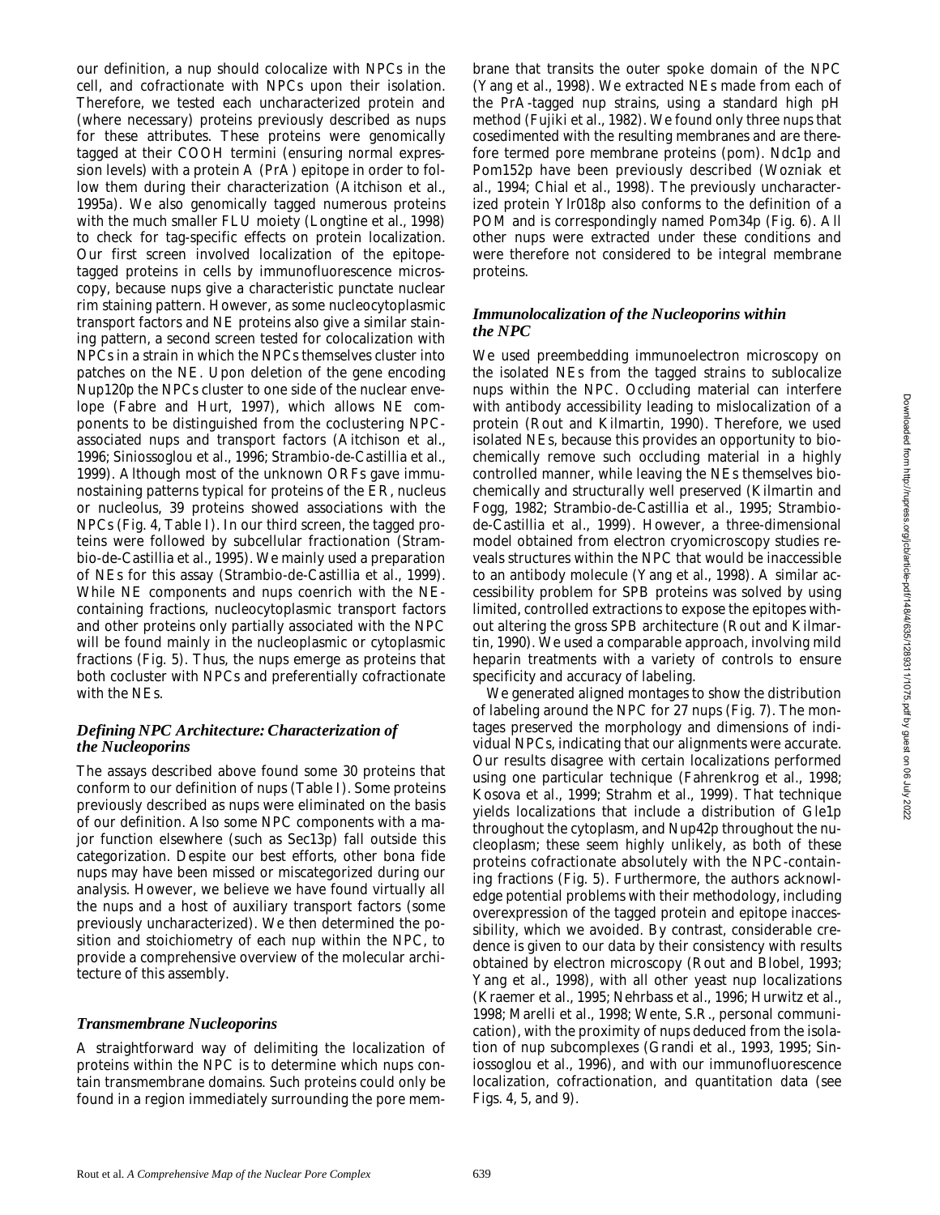our definition, a nup should colocalize with NPCs in the cell, and cofractionate with NPCs upon their isolation. Therefore, we tested each uncharacterized protein and (where necessary) proteins previously described as nups for these attributes. These proteins were genomically tagged at their COOH termini (ensuring normal expression levels) with a protein A (PrA) epitope in order to follow them during their characterization (Aitchison et al., 1995a). We also genomically tagged numerous proteins with the much smaller FLU moiety (Longtine et al., 1998) to check for tag-specific effects on protein localization. Our first screen involved localization of the epitope-tagged proteins in cells by immunofluorescence microscopy, because nups give a characteristic punctate nuclear rim staining pattern. However, as some nucleocytoplasmic transport factors and NE proteins also give a similar staining pattern, a second screen tested for colocalization with NPCs in a strain in which the NPCs themselves cluster into patches on the NE. Upon deletion of the gene encoding Nup120p the NPCs cluster to one side of the nuclear envelope (Fabre and Hurt, 1997), which allows NE components to be distinguished from the coclustering NPC-associated nups and transport factors (Aitchison et al., 1996; Siniossoglou et al., 1996; Strambio-de-Castillia et al., 1999). Although most of the unknown ORFs gave immunostaining patterns typical for proteins of the ER, nucleus or nucleolus, 39 proteins showed associations with the NPCs (Fig. 4, Table I). In our third screen, the tagged proteins were followed by subcellular fractionation (Strambio-de-Castillia et al., 1995). We mainly used a preparation of NEs for this assay (Strambio-de-Castillia et al., 1999). While NE components and nups coenrich with the NE-containing fractions, nucleocytoplasmic transport factors and other proteins only partially associated with the NPC will be found mainly in the nucleoplasmic or cytoplasmic fractions (Fig. 5). Thus, the nups emerge as proteins that both cocluster with NPCs and preferentially cofractionate with the NEs.

### *Defining NPC Architecture: Characterization of the Nucleoporins*

The assays described above found some 30 proteins that conform to our definition of nups (Table I). Some proteins previously described as nups were eliminated on the basis of our definition. Also some NPC components with a major function elsewhere (such as Sec13p) fall outside this categorization. Despite our best efforts, other bona fide nups may have been missed or miscategorized during our analysis. However, we believe we have found virtually all the nups and a host of auxiliary transport factors (some previously uncharacterized). We then determined the position and stoichiometry of each nup within the NPC, to provide a comprehensive overview of the molecular architecture of this assembly.

### *Transmembrane Nucleoporins*

A straightforward way of delimiting the localization of proteins within the NPC is to determine which nups contain transmembrane domains. Such proteins could only be found in a region immediately surrounding the pore membrane that transits the outer spoke domain of the NPC (Yang et al., 1998). We extracted NEs made from each of the PrA-tagged nup strains, using a standard high pH method (Fujiki et al., 1982). We found only three nups that cosedimented with the resulting membranes and are therefore termed pore membrane proteins (pom). Ndc1p and Pom152p have been previously described (Wozniak et al., 1994; Chial et al., 1998). The previously uncharacterized protein Ylr018p also conforms to the definition of a POM and is correspondingly named Pom34p (Fig. 6). All other nups were extracted under these conditions and were therefore not considered to be integral membrane proteins.

### *Immunolocalization of the Nucleoporins within the NPC*

We used preembedding immunoelectron microscopy on the isolated NEs from the tagged strains to sublocalize nups within the NPC. Occluding material can interfere with antibody accessibility leading to mislocalization of a protein (Rout and Kilmartin, 1990). Therefore, we used isolated NEs, because this provides an opportunity to biochemically remove such occluding material in a highly controlled manner, while leaving the NEs themselves biochemically and structurally well preserved (Kilmartin and Fogg, 1982; Strambio-de-Castillia et al., 1995; Strambio-de-Castillia et al., 1999). However, a three-dimensional model obtained from electron cryomicroscopy studies reveals structures within the NPC that would be inaccessible to an antibody molecule (Yang et al., 1998). A similar accessibility problem for SPB proteins was solved by using limited, controlled extractions to expose the epitopes without altering the gross SPB architecture (Rout and Kilmartin, 1990). We used a comparable approach, involving mild heparin treatments with a variety of controls to ensure specificity and accuracy of labeling.

We generated aligned montages to show the distribution of labeling around the NPC for 27 nups (Fig. 7). The montages preserved the morphology and dimensions of individual NPCs, indicating that our alignments were accurate. Our results disagree with certain localizations performed using one particular technique (Fahrenkrog et al., 1998; Kosova et al., 1999; Strahm et al., 1999). That technique yields localizations that include a distribution of Gle1p throughout the cytoplasm, and Nup42p throughout the nucleoplasm; these seem highly unlikely, as both of these proteins cofractionate absolutely with the NPC-containing fractions (Fig. 5). Furthermore, the authors acknowledge potential problems with their methodology, including overexpression of the tagged protein and epitope inaccessibility, which we avoided. By contrast, considerable credence is given to our data by their consistency with results obtained by electron microscopy (Rout and Blobel, 1993; Yang et al., 1998), with all other yeast nup localizations (Kraemer et al., 1995; Nehrbass et al., 1996; Hurwitz et al., 1998; Marelli et al., 1998; Wente, S.R., personal communication), with the proximity of nups deduced from the isolation of nups subcomplexes (Grandi et al., 1993, 1995; Siniossoglou et al., 1996), and with our immunofluorescence localization, cofractionation, and quantitation data (see Figs. 4, 5, and 9).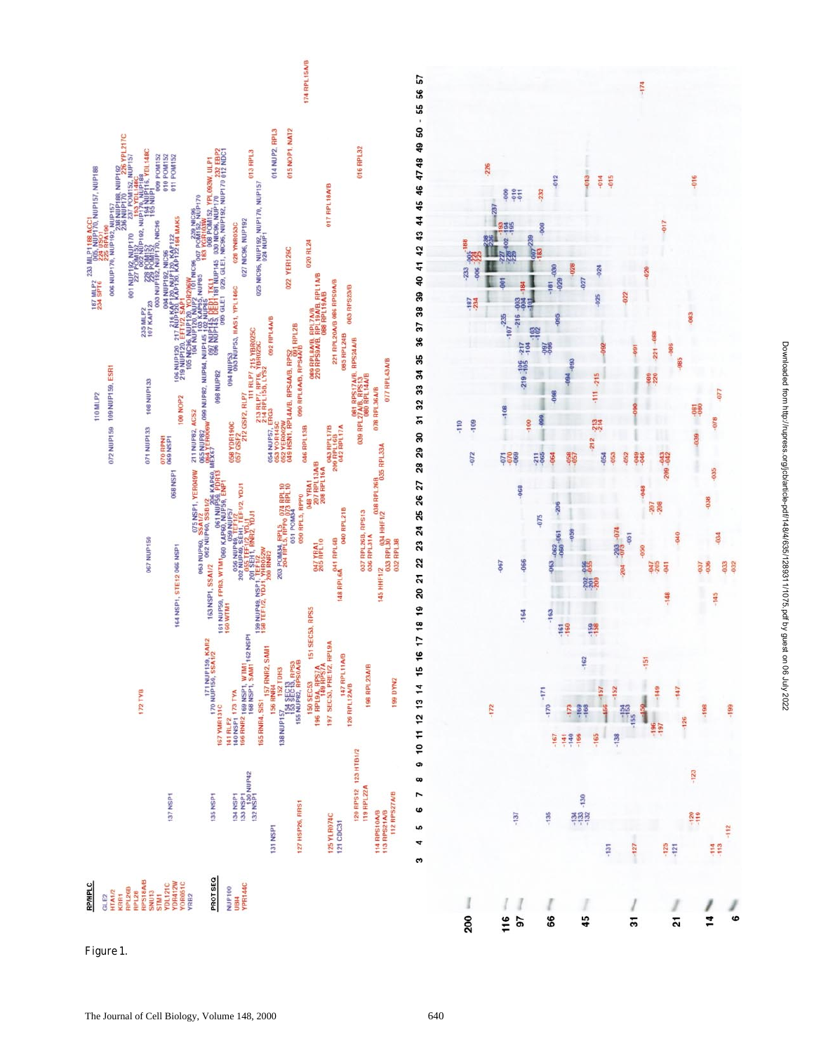Figure 1.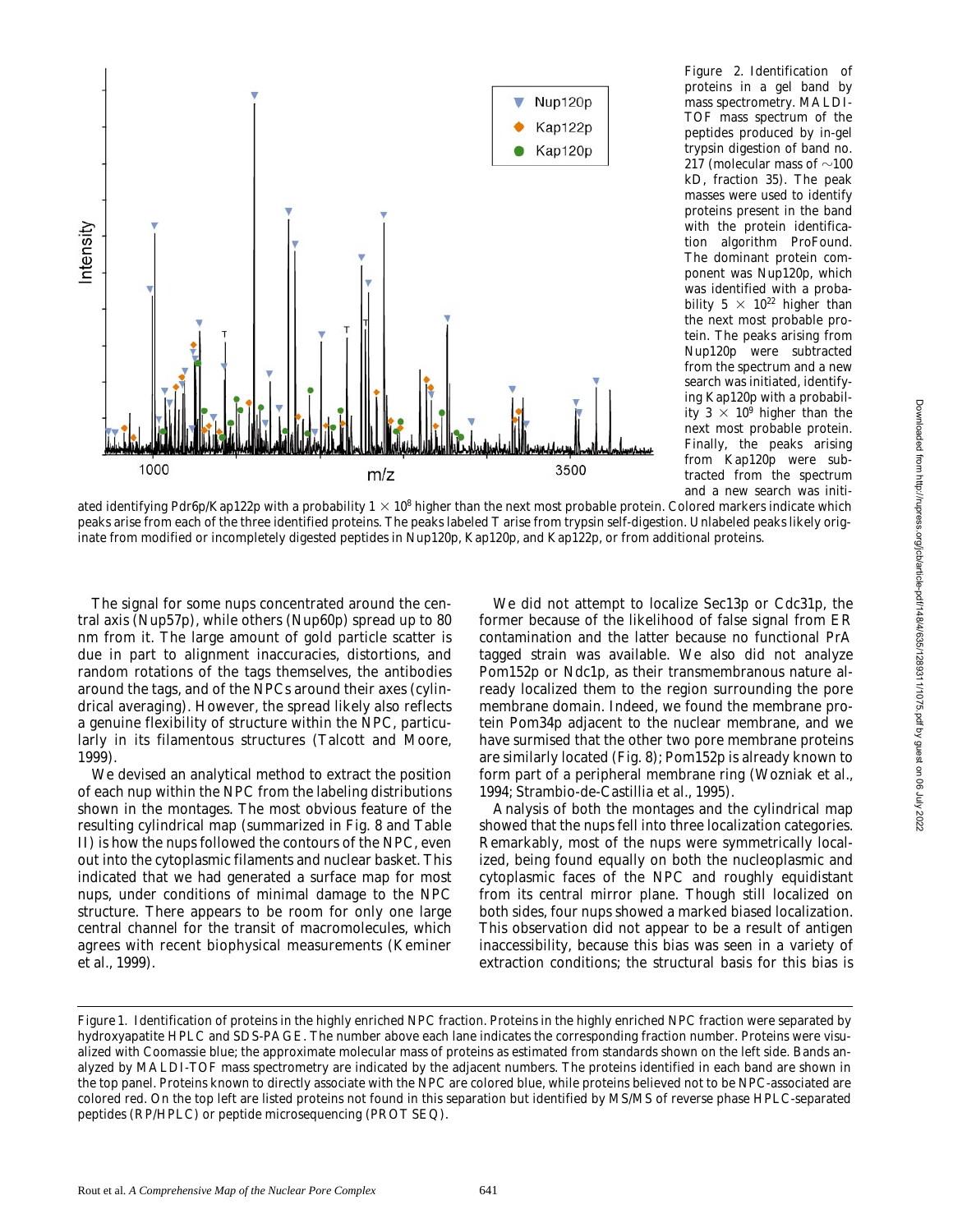Intensity

m/z

1000

3500

Nup120p

Kap122p

Kap120p

T

T

T

Figure 2. Identification of proteins in a gel band by mass spectrometry. MALDI-TOF mass spectrum of the peptides produced by in-gel trypsin digestion of band no. 217 (molecular mass of ~100 kD, fraction 35). The peak masses were used to identify proteins present in the band with the protein identification algorithm ProFound. The dominant protein component was Nup120p, which was identified with a probability $5 \times 10^{22}$ higher than the next most probable protein. The peaks arising from Nup120p were subtracted from the spectrum and a new search was initiated, identifying Kap120p with a probability $3 \times 10^{9}$ higher than the next most probable protein. Finally, the peaks arising from Kap120p were subtracted from the spectrum and a new search was initiated identifying Pdr6p/Kap122p with a probability $1 \times 10^{8}$ higher than the next most probable protein. Colored markers indicate which peaks arise from each of the three identified proteins. The peaks labeled T arise from trypsin self-digestion. Unlabeled peaks likely originate from modified or incompletely digested peptides in Nup120p, Kap120p, and Kap122p, or from additional proteins.

The signal for some nups concentrated around the central axis (Nup57p), while others (Nup60p) spread up to 80 nm from it. The large amount of gold particle scatter is due in part to alignment inaccuracies, distortions, and random rotations of the tags themselves, the antibodies around the tags, and of the NPCs around their axes (cylindrical averaging). However, the spread likely also reflects a genuine flexibility of structure within the NPC, particularly in its filamentous structures (Talcott and Moore, 1999).

We devised an analytical method to extract the position of each nup within the NPC from the labeling distributions shown in the montages. The most obvious feature of the resulting cylindrical map (summarized in Fig. 8 and Table II) is how the nups followed the contours of the NPC, even out into the cytoplasmic filaments and nuclear basket. This indicated that we had generated a surface map for most nups, under conditions of minimal damage to the NPC structure. There appears to be room for only one large central channel for the transit of macromolecules, which agrees with recent biophysical measurements (Keminer et al., 1999).

We did not attempt to localize Sec13p or Cdc31p, the former because of the likelihood of false signal from ER contamination and the latter because no functional PrA tagged strain was available. We also did not analyze Pom152p or Ndc1p, as their transmembranous nature already localized them to the region surrounding the pore membrane domain. Indeed, we found the membrane protein Pom34p adjacent to the nuclear membrane, and we have surmised that the other two pore membrane proteins are similarly located (Fig. 8); Pom152p is already known to form part of a peripheral membrane ring (Wozniak et al., 1994; Strambio-de-Castillia et al., 1995).

Analysis of both the montages and the cylindrical map showed that the nups fell into three localization categories. Remarkably, most of the nups were symmetrically localized, being found equally on both the nucleoplasmic and cytoplasmic faces of the NPC and roughly equidistant from its central mirror plane. Though still localized on both sides, four nups showed a marked biased localization. This observation did not appear to be a result of antigen inaccessibility, because this bias was seen in a variety of extraction conditions; the structural basis for this bias is

Figure 1. Identification of proteins in the highly enriched NPC fraction. Proteins in the highly enriched NPC fraction were separated by hydroxyapatite HPLC and SDS-PAGE. The number above each lane indicates the corresponding fraction number. Proteins were visualized with Coomassie blue; the approximate molecular mass of proteins as estimated from standards shown on the left side. Bands analyzed by MALDI-TOF mass spectrometry are indicated by the adjacent numbers. The proteins identified in each band are shown in the top panel. Proteins known to directly associate with the NPC are colored blue, while proteins believed not to be NPC-associated are colored red. On the top left are listed proteins not found in this separation but identified by MS/MS of reverse phase HPLC-separated peptides (RP/HPLC) or peptide microsequencing (PROT SEQ).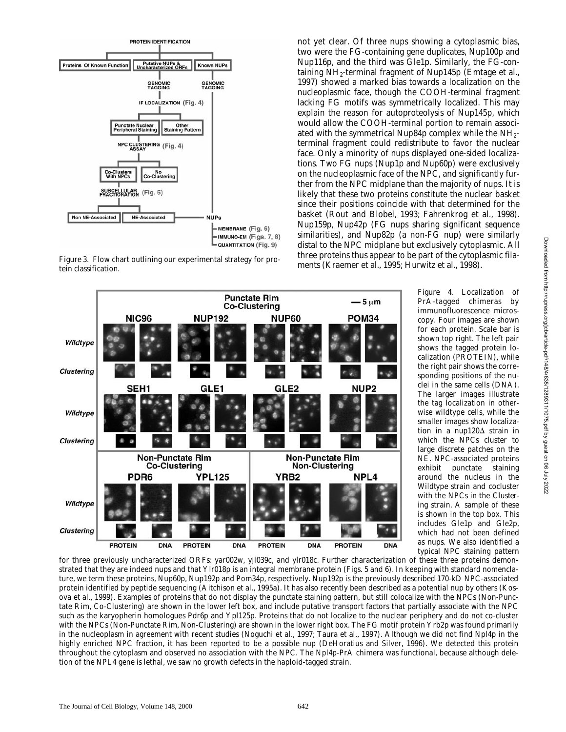Figure 3. Flow chart outlining our experimental strategy for protein classification.

not yet clear. Of three nups showing a cytoplasmic bias, two were the FG-containing gene duplicates, Nup100p and Nup116p, and the third was Gle1p. Similarly, the FG-containing $NH_2$-terminal fragment of Nup145p (Emtage et al., 1997) showed a marked bias towards a localization on the nucleoplasmic face, though the COOH-terminal fragment lacking FG motifs was symmetrically localized. This may explain the reason for autoproteolysis of Nup145p, which would allow the COOH-terminal portion to remain associated with the symmetrical Nup84p complex while the $NH_2$-terminal fragment could redistribute to favor the nuclear face. Only a minority of nups displayed one-sided localizations. Two FG nups (Nup1p and Nup60p) were exclusively on the nucleoplasmic face of the NPC, and significantly further from the NPC midplane than the majority of nups. It is likely that these two proteins constitute the nuclear basket since their positions coincide with that determined for the basket (Rout and Blobel, 1993; Fahrenkrog et al., 1998). Nup159p, Nup42p (FG nups sharing significant sequence similarities), and Nup82p (a non-FG nup) were similarly distal to the NPC midplane but exclusively cytoplasmic. All three proteins thus appear to be part of the cytoplasmic filaments (Kraemer et al., 1995; Hurwitz et al., 1998).

Figure 4. Localization of PrA-tagged chimeras by immunofluorescence microscopy. Four images are shown for each protein. Scale bar is shown top right. The left pair shows the tagged protein localization (PROTEIN), while the right pair shows the corresponding positions of the nuclei in the same cells (DNA). The larger images illustrate the tag localization in otherwise wildtype cells, while the smaller images show localization in a nup120Δ strain in which the NPCs cluster to large discrete patches on the NE. NPC-associated proteins exhibit punctate staining around the nucleus in the Wildtype strain and cocluster with the NPCs in the Clustering strain. A sample of these is shown in the top box. This includes Gle1p and Gle2p, which had not been defined as nups. We also identified a typical NPC staining pattern for three previously uncharacterized ORFs: yar002w, yjl039c, and ylr018c. Further characterization of these three proteins demonstrated that they are indeed nups and that Ylr018p is an integral membrane protein (Figs. 5 and 6). In keeping with standard nomenclature, we term these proteins, Nup60p, Nup192p and Pom34p, respectively. Nup192p is the previously described 170-kD NPC-associated protein identified by peptide sequencing (Aitchison et al., 1995a). It has also recently been described as a potential nup by others (Kosova et al., 1999). Examples of proteins that do not display the punctate staining pattern, but still colocalize with the NPCs (Non-Punctate Rim, Co-Clustering) are shown in the lower left box, and include putative transport factors that partially associate with the NPC such as the karyopherin homologues Pdr6p and Ypl125p. Proteins that do not localize to the nuclear periphery and do not co-cluster with the NPCs (Non-Punctate Rim, Non-Clustering) are shown in the lower right box. The FG motif protein Yrb2p was found primarily in the nucleoplasm in agreement with recent studies (Noguchi et al., 1997; Taura et al., 1997). Although we did not find Npl4p in the highly enriched NPC fraction, it has been reported to be a possible nup (DeHoratius and Silver, 1996). We detected this protein throughout the cytoplasm and observed no association with the NPC. The Npl4p-PrA chimera was functional, because although deletion of the NPL4 gene is lethal, we saw no growth defects in the haploid-tagged strain.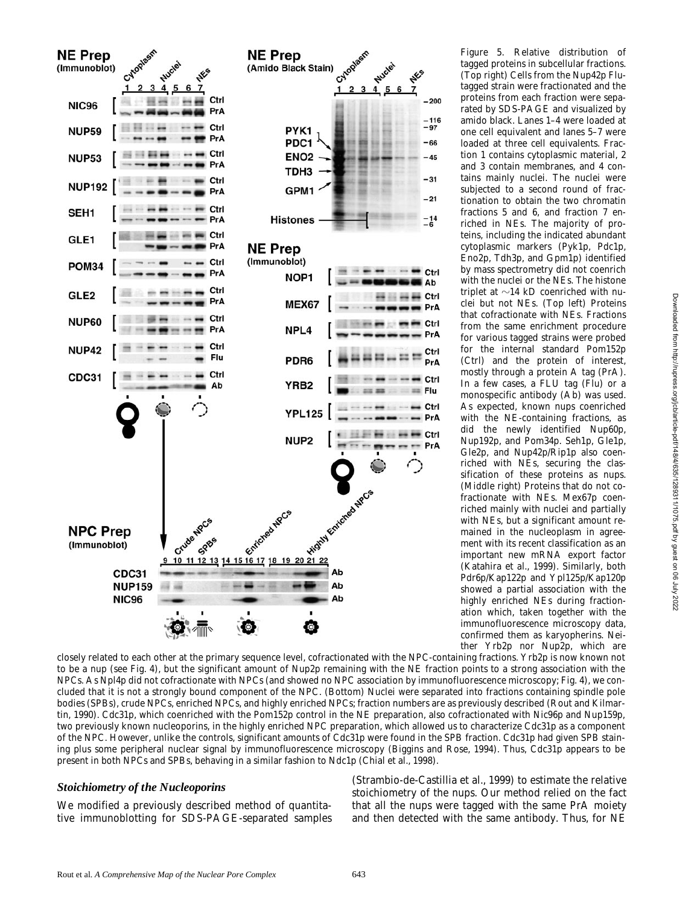Figure 5. Relative distribution of tagged proteins in subcellular fractions. (Top right) Cells from the Nup42p Flu-tagged strain were fractionated and the proteins from each fraction were separated by SDS-PAGE and visualized by amido black. Lanes 1–4 were loaded at one cell equivalent and lanes 5–7 were loaded at three cell equivalents. Fraction 1 contains cytoplasmic material, 2 and 3 contain membranes, and 4 contains mainly nuclei. The nuclei were subjected to a second round of fractionation to obtain the two chromatin fractions 5 and 6, and fraction 7 enriched in NEs. The majority of proteins, including the indicated abundant cytoplasmic markers (Pyk1p, Pdc1p, Eno2p, Tdh3p, and Gpm1p) identified by mass spectrometry did not coenrich with the nuclei or the NEs. The histone triplet at ~14 kD coenriched with nuclei but not NEs. (Top left) Proteins that cofractionate with NEs. Fractions from the same enrichment procedure for various tagged strains were probed for the internal standard Pom152p (Ctrl) and the protein of interest, mostly through a protein A tag (PrA). In a few cases, a FLU tag (Flu) or a monospecific antibody (Ab) was used. As expected, known nups coenriched with the NE-containing fractions, as did the newly identified Nup60p, Nup192p, and Pom34p. Seh1p, Gle1p, Gle2p, and Nup42p/Rip1p also coenriched with NEs, securing the classification of these proteins as nups. (Middle right) Proteins that do not cofractionate with NEs. Mex67p coenriched mainly with nuclei and partially with NEs, but a significant amount remained in the nucleoplasm in agreement with its recent classification as an important new mRNA export factor (Katahira et al., 1999). Similarly, both Pdr6p/Kap122p and Ypl125p/Kap120p showed a partial association with the highly enriched NEs during fractionation which, taken together with the immunofluorescence microscopy data, confirmed them as karyopherins. Neither Yrb2p nor Nup2p, which are closely related to each other at the primary sequence level, cofractionated with the NPC-containing fractions. Yrb2p is now known not to be a nup (see Fig. 4), but the significant amount of Nup2p remaining with the NE fraction points to a strong association with the NPCs. As Npl4p did not cofractionate with NPCs (and showed no NPC association by immunofluorescence microscopy; Fig. 4), we concluded that it is not a strongly bound component of the NPC. (Bottom) Nuclei were separated into fractions containing spindle pole bodies (SPBs), crude NPCs, enriched NPCs, and highly enriched NPCs; fraction numbers are as previously described (Rout and Kilmartin, 1990). Cdc31p, which coenriched with the Pom152p control in the NE preparation, also cofractionated with Nic96p and Nup159p, two previously known nucleoporins, in the highly enriched NPC preparation, which allowed us to characterize Cdc31p as a component of the NPC. However, unlike the controls, significant amounts of Cdc31p were found in the SPB fraction. Cdc31p had given SPB staining plus some peripheral nuclear signal by immunofluorescence microscopy (Biggins and Rose, 1994). Thus, Cdc31p appears to be present in both NPCs and SPBs, behaving in a similar fashion to Ndc1p (Chial et al., 1998).

### *Stoichiometry of the Nucleoporins*

We modified a previously described method of quantitative immunoblotting for SDS-PAGE-separated samples (Strambio-de-Castillia et al., 1999) to estimate the relative stoichiometry of the nups. Our method relied on the fact that all the nups were tagged with the same PrA moiety and then detected with the same antibody. Thus, for NE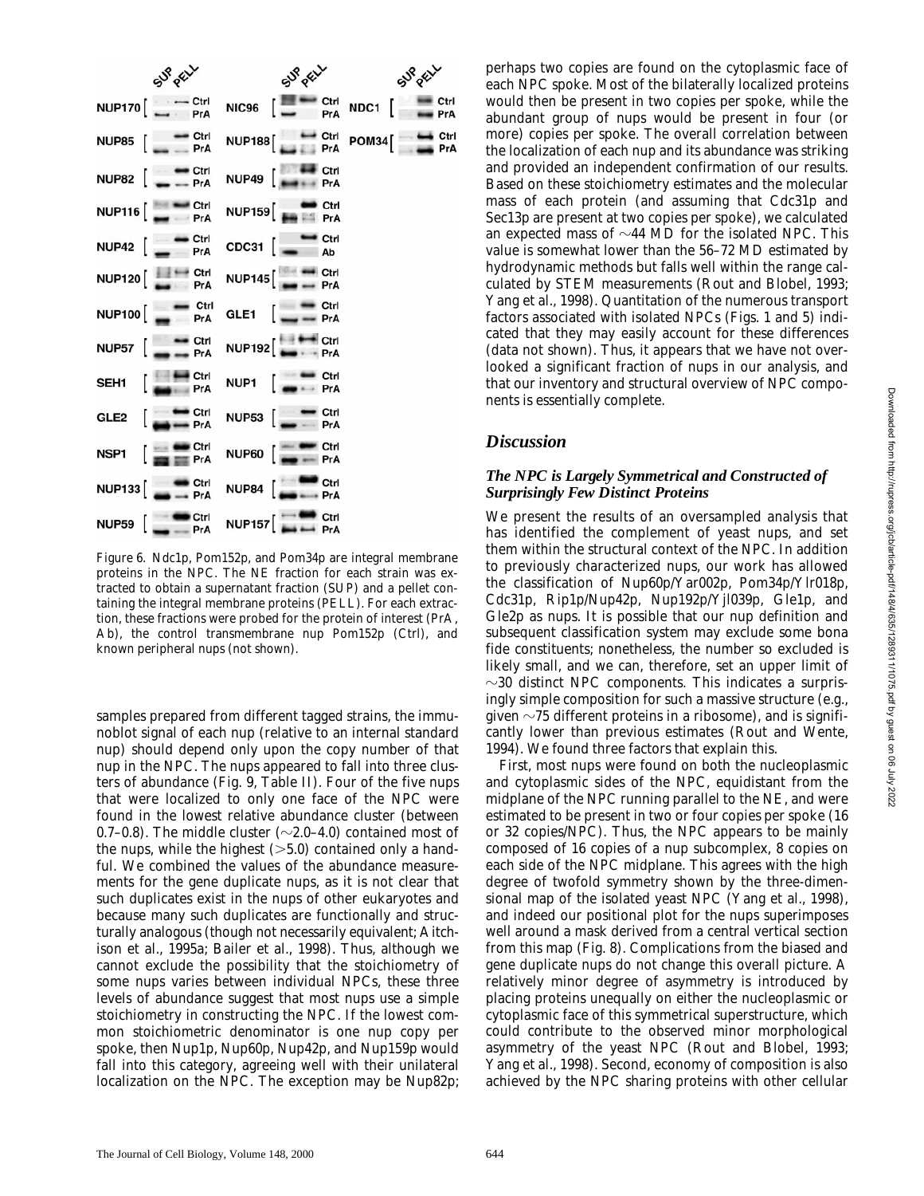Figure 6. Ndc1p, Pom152p, and Pom34p are integral membrane proteins in the NPC. The NE fraction for each strain was extracted to obtain a supernatant fraction (SUP) and a pellet containing the integral membrane proteins (PELL). For each extraction, these fractions were probed for the protein of interest (PrA, Ab), the control transmembrane nup Pom152p (Ctrl), and known peripheral nups (not shown).

samples prepared from different tagged strains, the immunoblot signal of each nup (relative to an internal standard nup) should depend only upon the copy number of that nup in the NPC. The nups appeared to fall into three clusters of abundance (Fig. 9, Table II). Four of the five nups that were localized to only one face of the NPC were found in the lowest relative abundance cluster (between 0.7–0.8). The middle cluster (~2.0–4.0) contained most of the nups, while the highest (>5.0) contained only a handful. We combined the values of the abundance measurements for the gene duplicate nups, as it is not clear that such duplicates exist in the nups of other eukaryotes and because many such duplicates are functionally and structurally analogous (though not necessarily equivalent; Aitchison et al., 1995a; Bailer et al., 1998). Thus, although we cannot exclude the possibility that the stoichiometry of some nups varies between individual NPCs, these three levels of abundance suggest that most nups use a simple stoichiometry in constructing the NPC. If the lowest common stoichiometric denominator is one nup copy per spoke, then Nup1p, Nup60p, Nup42p, and Nup159p would fall into this category, agreeing well with their unilateral localization on the NPC. The exception may be Nup82p; perhaps two copies are found on the cytoplasmic face of each NPC spoke. Most of the bilaterally localized proteins would then be present in two copies per spoke, while the abundant group of nups would be present in four (or more) copies per spoke. The overall correlation between the localization of each nup and its abundance was striking and provided an independent confirmation of our results. Based on these stoichiometry estimates and the molecular mass of each protein (and assuming that Cdc31p and Sec13p are present at two copies per spoke), we calculated an expected mass of ~44 MD for the isolated NPC. This value is somewhat lower than the 56–72 MD estimated by hydrodynamic methods but falls well within the range calculated by STEM measurements (Rout and Blobel, 1993; Yang et al., 1998). Quantitation of the numerous transport factors associated with isolated NPCs (Figs. 1 and 5) indicated that they may easily account for these differences (data not shown). Thus, it appears that we have not overlooked a significant fraction of nups in our analysis, and that our inventory and structural overview of NPC components is essentially complete.

## *Discussion*

### *The NPC is Largely Symmetrical and Constructed of Surprisingly Few Distinct Proteins*

We present the results of an oversampled analysis that has identified the complement of yeast nups, and set them within the structural context of the NPC. In addition to previously characterized nups, our work has allowed the classification of Nup60p/Yar002p, Pom34p/Ylr018p, Cdc31p, Rip1p/Nup42p, Nup192p/Yjl039p, Gle1p, and Gle2p as nups. It is possible that our nup definition and subsequent classification system may exclude some bona fide constituents; nonetheless, the number so excluded is likely small, and we can, therefore, set an upper limit of ~30 distinct NPC components. This indicates a surprisingly simple composition for such a massive structure (e.g., given ~75 different proteins in a ribosome), and is significantly lower than previous estimates (Rout and Wente, 1994). We found three factors that explain this.

First, most nups were found on both the nucleoplasmic and cytoplasmic sides of the NPC, equidistant from the midplane of the NPC running parallel to the NE, and were estimated to be present in two or four copies per spoke (16 or 32 copies/NPC). Thus, the NPC appears to be mainly composed of 16 copies of a nup subcomplex, 8 copies on each side of the NPC midplane. This agrees with the high degree of twofold symmetry shown by the three-dimensional map of the isolated yeast NPC (Yang et al., 1998), and indeed our positional plot for the nups superimposes well around a mask derived from a central vertical section from this map (Fig. 8). Complications from the biased and gene duplicate nups do not change this overall picture. A relatively minor degree of asymmetry is introduced by placing proteins unequally on either the nucleoplasmic or cytoplasmic face of this symmetrical superstructure, which could contribute to the observed minor morphological asymmetry of the yeast NPC (Rout and Blobel, 1993; Yang et al., 1998). Second, economy of composition is also achieved by the NPC sharing proteins with other cellular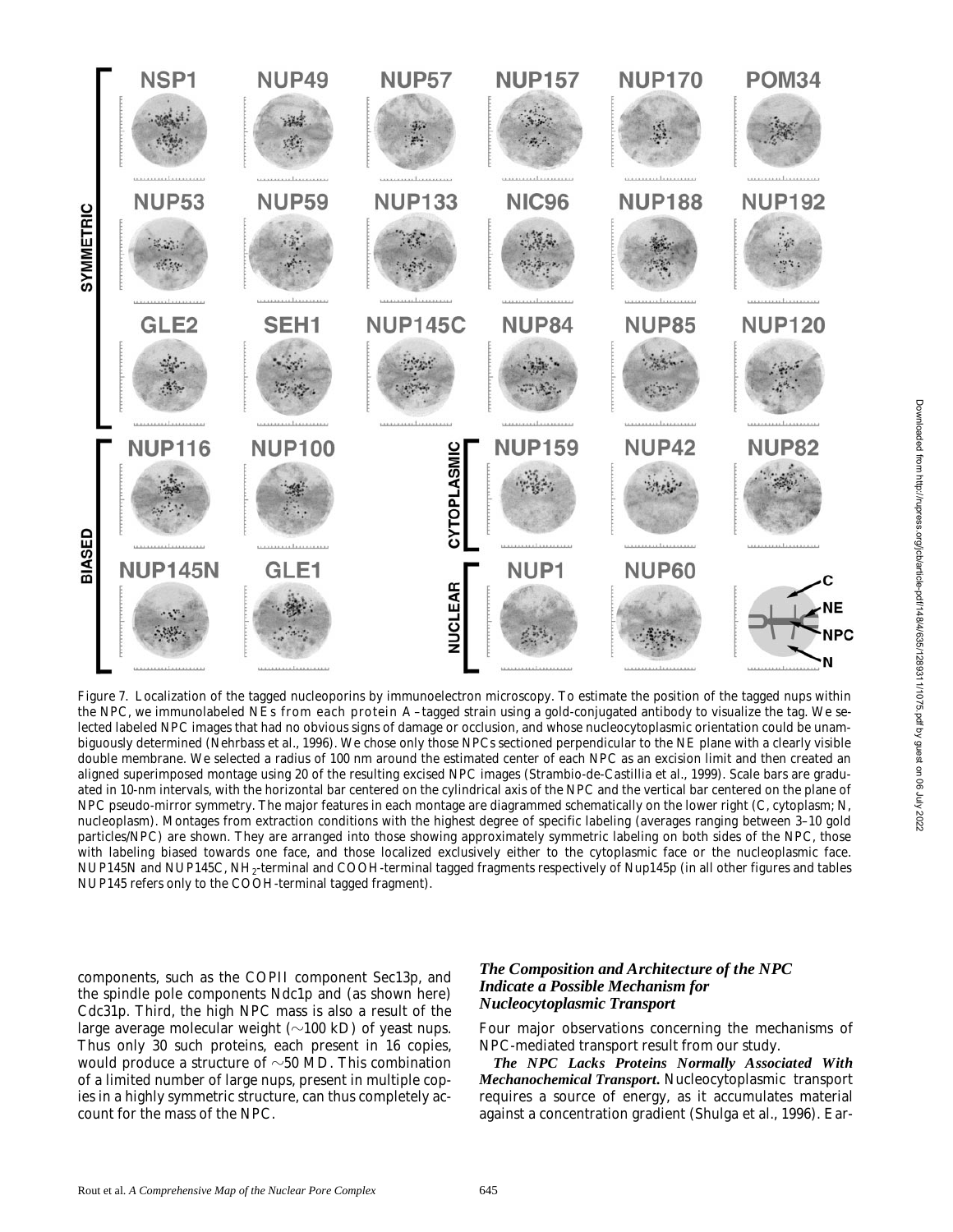Figure 7. Localization of the tagged nucleoporins by immunoelectron microscopy. To estimate the position of the tagged nups within the NPC, we immunolabeled NEs from each protein A–tagged strain using a gold-conjugated antibody to visualize the tag. We selected labeled NPC images that had no obvious signs of damage or occlusion, and whose nucleocytoplasmic orientation could be unambiguously determined (Nehrbass et al., 1996). We chose only those NPCs sectioned perpendicular to the NE plane with a clearly visible double membrane. We selected a radius of 100 nm around the estimated center of each NPC as an excision limit and then created an aligned superimposed montage using 20 of the resulting excised NPC images (Strambio-de-Castillia et al., 1999). Scale bars are graduated in 10-nm intervals, with the horizontal bar centered on the cylindrical axis of the NPC and the vertical bar centered on the plane of NPC pseudo-mirror symmetry. The major features in each montage are diagrammed schematically on the lower right (C, cytoplasm; N, nucleoplasm). Montages from extraction conditions with the highest degree of specific labeling (averages ranging between 3–10 gold particles/NPC) are shown. They are arranged into those showing approximately symmetric labeling on both sides of the NPC, those with labeling biased towards one face, and those localized exclusively either to the cytoplasmic face or the nucleoplasmic face. NUP145N and NUP145C, $NH_2$-terminal and COOH-terminal tagged fragments respectively of Nup145p (in all other figures and tables NUP145 refers only to the COOH-terminal tagged fragment).

components, such as the COPII component Sec13p, and the spindle pole components Ndc1p and (as shown here) Cdc31p. Third, the high NPC mass is also a result of the large average molecular weight (~100 kD) of yeast nups. Thus only 30 such proteins, each present in 16 copies, would produce a structure of ~50 MD. This combination of a limited number of large nups, present in multiple copies in a highly symmetric structure, can thus completely account for the mass of the NPC.

### *The Composition and Architecture of the NPC Indicate a Possible Mechanism for Nucleocytoplasmic Transport*

Four major observations concerning the mechanisms of NPC-mediated transport result from our study.

***The NPC Lacks Proteins Normally Associated With Mechanochemical Transport.*** Nucleocytoplasmic transport requires a source of energy, as it accumulates material against a concentration gradient (Shulga et al., 1996). Ear-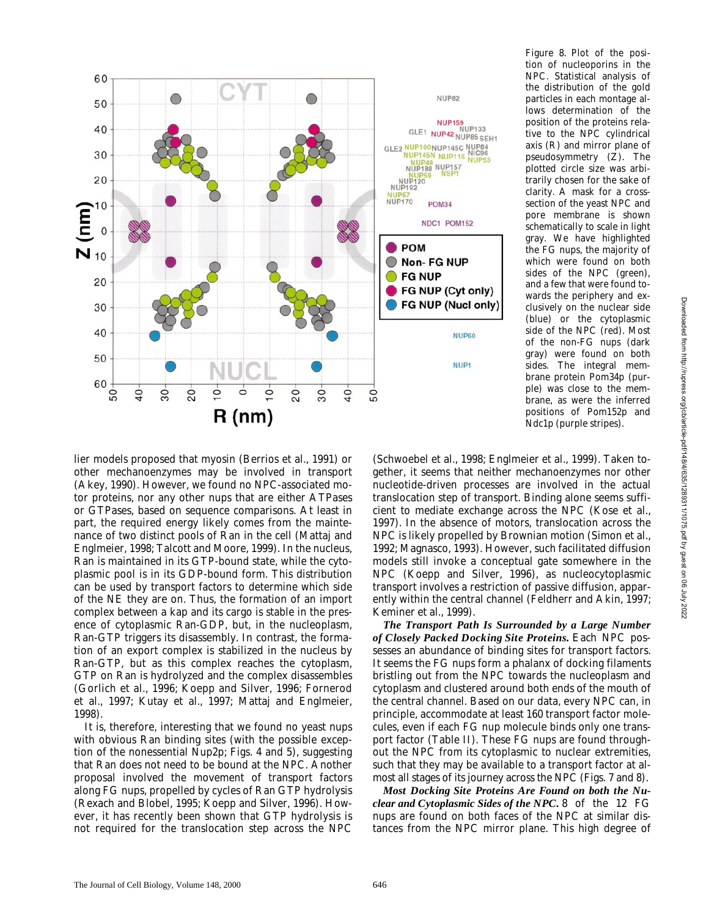Figure 8. Plot of the position of nucleoporins in the NPC. Statistical analysis of the distribution of the gold particles in each montage allows determination of the position of the proteins relative to the NPC cylindrical axis (R) and mirror plane of pseudosymmetry (Z). The plotted circle size was arbitrarily chosen for the sake of clarity. A mask for a cross-section of the yeast NPC and pore membrane is shown schematically to scale in light gray. We have highlighted the FG nups, the majority of which were found on both sides of the NPC (green), and a few that were found towards the periphery and exclusively on the nuclear side (blue) or the cytoplasmic side of the NPC (red). Most of the non-FG nups (dark gray) were found on both sides. The integral membrane protein Pom34p (purple) was close to the membrane, as were the inferred positions of Pom152p and Ndc1p (purple stripes).

lier models proposed that myosin (Berrios et al., 1991) or other mechanoenzymes may be involved in transport (Akey, 1990). However, we found no NPC-associated motor proteins, nor any other nups that are either ATPases or GTPases, based on sequence comparisons. At least in part, the required energy likely comes from the maintenance of two distinct pools of Ran in the cell (Mattaj and Englmeier, 1998; Talcott and Moore, 1999). In the nucleus, Ran is maintained in its GTP-bound state, while the cytoplasmic pool is in its GDP-bound form. This distribution can be used by transport factors to determine which side of the NE they are on. Thus, the formation of an import complex between a kap and its cargo is stable in the presence of cytoplasmic Ran-GDP, but, in the nucleoplasm, Ran-GTP triggers its disassembly. In contrast, the formation of an export complex is stabilized in the nucleus by Ran-GTP, but as this complex reaches the cytoplasm, GTP on Ran is hydrolyzed and the complex disassembles (Gorlich et al., 1996; Koepp and Silver, 1996; Fornerod et al., 1997; Kutay et al., 1997; Mattaj and Englmeier, 1998).

It is, therefore, interesting that we found no yeast nups with obvious Ran binding sites (with the possible exception of the nonessential Nup2p; Figs. 4 and 5), suggesting that Ran does not need to be bound at the NPC. Another proposal involved the movement of transport factors along FG nups, propelled by cycles of Ran GTP hydrolysis (Rexach and Blobel, 1995; Koepp and Silver, 1996). However, it has recently been shown that GTP hydrolysis is not required for the translocation step across the NPC (Schwoebel et al., 1998; Englmeier et al., 1999). Taken together, it seems that neither mechanoenzymes nor other nucleotide-driven processes are involved in the actual translocation step of transport. Binding alone seems sufficient to mediate exchange across the NPC (Kose et al., 1997). In the absence of motors, translocation across the NPC is likely propelled by Brownian motion (Simon et al., 1992; Magnasco, 1993). However, such facilitated diffusion models still invoke a conceptual gate somewhere in the NPC (Koepp and Silver, 1996), as nucleocytoplasmic transport involves a restriction of passive diffusion, apparently within the central channel (Feldherr and Akin, 1997; Keminer et al., 1999).

***The Transport Path Is Surrounded by a Large Number of Closely Packed Docking Site Proteins.*** Each NPC possesses an abundance of binding sites for transport factors. It seems the FG nups form a phalanx of docking filaments bristling out from the NPC towards the nucleoplasm and cytoplasm and clustered around both ends of the mouth of the central channel. Based on our data, every NPC can, in principle, accommodate at least 160 transport factor molecules, even if each FG nup molecule binds only one transport factor (Table II). These FG nups are found throughout the NPC from its cytoplasmic to nuclear extremities, such that they may be available to a transport factor at almost all stages of its journey across the NPC (Figs. 7 and 8).

***Most Docking Site Proteins Are Found on both the Nuclear and Cytoplasmic Sides of the NPC.*** 8 of the 12 FG nups are found on both faces of the NPC at similar distances from the NPC mirror plane. This high degree of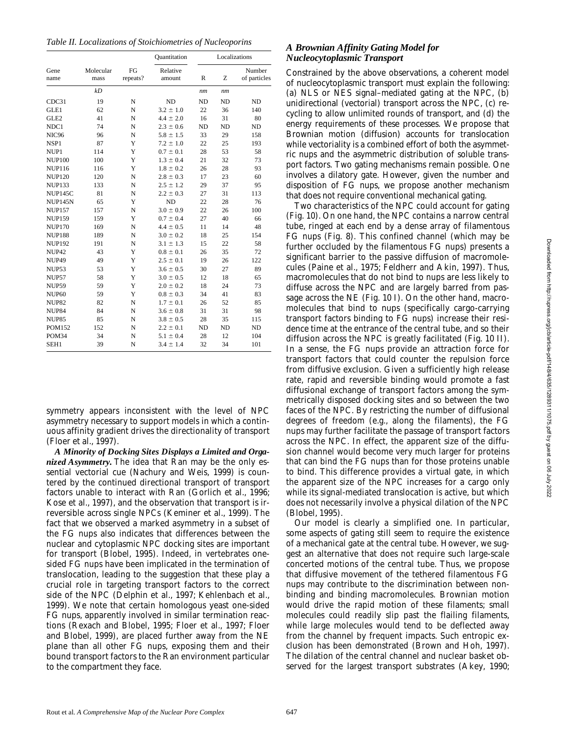*Table II. Localizations of Stoichiometries of Nucleoporins*

| Gene name | Molecular mass | FG repeats? | Quantitation | Localizations | | |
|---|---|---|---|---|---|---|
| | | | Relative amount | R | Z | Number of particles |
| | *kD* | | | *nm* | *nm* | |
| CDC31 | 19 | N | ND | ND | ND | ND |
| GLE1 | 62 | N | 3.2 ± 1.0 | 22 | 36 | 140 |
| GLE2 | 41 | N | 4.4 ± 2.0 | 16 | 31 | 80 |
| NDC1 | 74 | N | 2.3 ± 0.6 | ND | ND | ND |
| NIC96 | 96 | N | 5.8 ± 1.5 | 33 | 29 | 158 |
| NSP1 | 87 | Y | 7.2 ± 1.0 | 22 | 25 | 193 |
| NUP1 | 114 | Y | 0.7 ± 0.1 | 28 | 53 | 58 |
| NUP100 | 100 | Y | 1.3 ± 0.4 | 21 | 32 | 73 |
| NUP116 | 116 | Y | 1.8 ± 0.2 | 26 | 28 | 93 |
| NUP120 | 120 | N | 2.8 ± 0.3 | 17 | 23 | 60 |
| NUP133 | 133 | N | 2.5 ± 1.2 | 29 | 37 | 95 |
| NUP145C | 81 | N | 2.2 ± 0.3 | 27 | 31 | 113 |
| NUP145N | 65 | Y | ND | 22 | 28 | 76 |
| NUP157 | 157 | N | 3.0 ± 0.9 | 22 | 26 | 100 |
| NUP159 | 159 | Y | 0.7 ± 0.4 | 27 | 40 | 66 |
| NUP170 | 169 | N | 4.4 ± 0.5 | 11 | 14 | 48 |
| NUP188 | 189 | N | 3.0 ± 0.2 | 18 | 25 | 154 |
| NUP192 | 191 | N | 3.1 ± 1.3 | 15 | 22 | 58 |
| NUP42 | 43 | Y | 0.8 ± 0.1 | 26 | 35 | 72 |
| NUP49 | 49 | Y | 2.5 ± 0.1 | 19 | 26 | 122 |
| NUP53 | 53 | Y | 3.6 ± 0.5 | 30 | 27 | 89 |
| NUP57 | 58 | Y | 3.0 ± 0.5 | 12 | 18 | 65 |
| NUP59 | 59 | Y | 2.0 ± 0.2 | 18 | 24 | 73 |
| NUP60 | 59 | Y | 0.8 ± 0.3 | 34 | 41 | 83 |
| NUP82 | 82 | N | 1.7 ± 0.1 | 26 | 52 | 85 |
| NUP84 | 84 | N | 3.6 ± 0.8 | 31 | 31 | 98 |
| NUP85 | 85 | N | 3.8 ± 0.5 | 28 | 35 | 115 |
| POM152 | 152 | N | 2.2 ± 0.1 | ND | ND | ND |
| POM34 | 34 | N | 5.1 ± 0.4 | 28 | 12 | 104 |
| SEH1 | 39 | N | 3.4 ± 1.4 | 32 | 34 | 101 |

symmetry appears inconsistent with the level of NPC asymmetry necessary to support models in which a continuous affinity gradient drives the directionality of transport (Floer et al., 1997).

***A Minority of Docking Sites Displays a Limited and Organized Asymmetry.*** The idea that Ran may be the only essential vectorial cue (Nachury and Weis, 1999) is countered by the continued directional transport of transport factors unable to interact with Ran (Gorlich et al., 1996; Kose et al., 1997), and the observation that transport is irreversible across single NPCs (Keminer et al., 1999). The fact that we observed a marked asymmetry in a subset of the FG nups also indicates that differences between the nuclear and cytoplasmic NPC docking sites are important for transport (Blobel, 1995). Indeed, in vertebrates one-sided FG nups have been implicated in the termination of translocation, leading to the suggestion that these play a crucial role in targeting transport factors to the correct side of the NPC (Delphin et al., 1997; Kehlenbach et al., 1999). We note that certain homologous yeast one-sided FG nups, apparently involved in similar termination reactions (Rexach and Blobel, 1995; Floer et al., 1997; Floer and Blobel, 1999), are placed further away from the NE plane than all other FG nups, exposing them and their bound transport factors to the Ran environment particular to the compartment they face.

### *A Brownian Affinity Gating Model for Nucleocytoplasmic Transport*

Constrained by the above observations, a coherent model of nucleocytoplasmic transport must explain the following: (a) NLS or NES signal–mediated gating at the NPC, (b) unidirectional (vectorial) transport across the NPC, (c) recycling to allow unlimited rounds of transport, and (d) the energy requirements of these processes. We propose that Brownian motion (diffusion) accounts for translocation while vectoriality is a combined effort of both the asymmetric nups and the asymmetric distribution of soluble transport factors. Two gating mechanisms remain possible. One involves a dilatory gate. However, given the number and disposition of FG nups, we propose another mechanism that does not require conventional mechanical gating.

Two characteristics of the NPC could account for gating (Fig. 10). On one hand, the NPC contains a narrow central tube, ringed at each end by a dense array of filamentous FG nups (Fig. 8). This confined channel (which may be further occluded by the filamentous FG nups) presents a significant barrier to the passive diffusion of macromolecules (Paine et al., 1975; Feldherr and Akin, 1997). Thus, macromolecules that do not bind to nups are less likely to diffuse across the NPC and are largely barred from passage across the NE (Fig. 10 I). On the other hand, macromolecules that bind to nups (specifically cargo-carrying transport factors binding to FG nups) increase their residence time at the entrance of the central tube, and so their diffusion across the NPC is greatly facilitated (Fig. 10 II). In a sense, the FG nups provide an attraction force for transport factors that could counter the repulsion force from diffusive exclusion. Given a sufficiently high release rate, rapid and reversible binding would promote a fast diffusional exchange of transport factors among the symmetrically disposed docking sites and so between the two faces of the NPC. By restricting the number of diffusional degrees of freedom (e.g., along the filaments), the FG nups may further facilitate the passage of transport factors across the NPC. In effect, the apparent size of the diffusion channel would become very much larger for proteins that can bind the FG nups than for those proteins unable to bind. This difference provides a virtual gate, in which the apparent size of the NPC increases for a cargo only while its signal-mediated translocation is active, but which does not necessarily involve a physical dilation of the NPC (Blobel, 1995).

Our model is clearly a simplified one. In particular, some aspects of gating still seem to require the existence of a mechanical gate at the central tube. However, we suggest an alternative that does not require such large-scale concerted motions of the central tube. Thus, we propose that diffusive movement of the tethered filamentous FG nups may contribute to the discrimination between nonbinding and binding macromolecules. Brownian motion would drive the rapid motion of these filaments; small molecules could readily slip past the flailing filaments, while large molecules would tend to be deflected away from the channel by frequent impacts. Such entropic exclusion has been demonstrated (Brown and Hoh, 1997). The dilation of the central channel and nuclear basket observed for the largest transport substrates (Akey, 1990;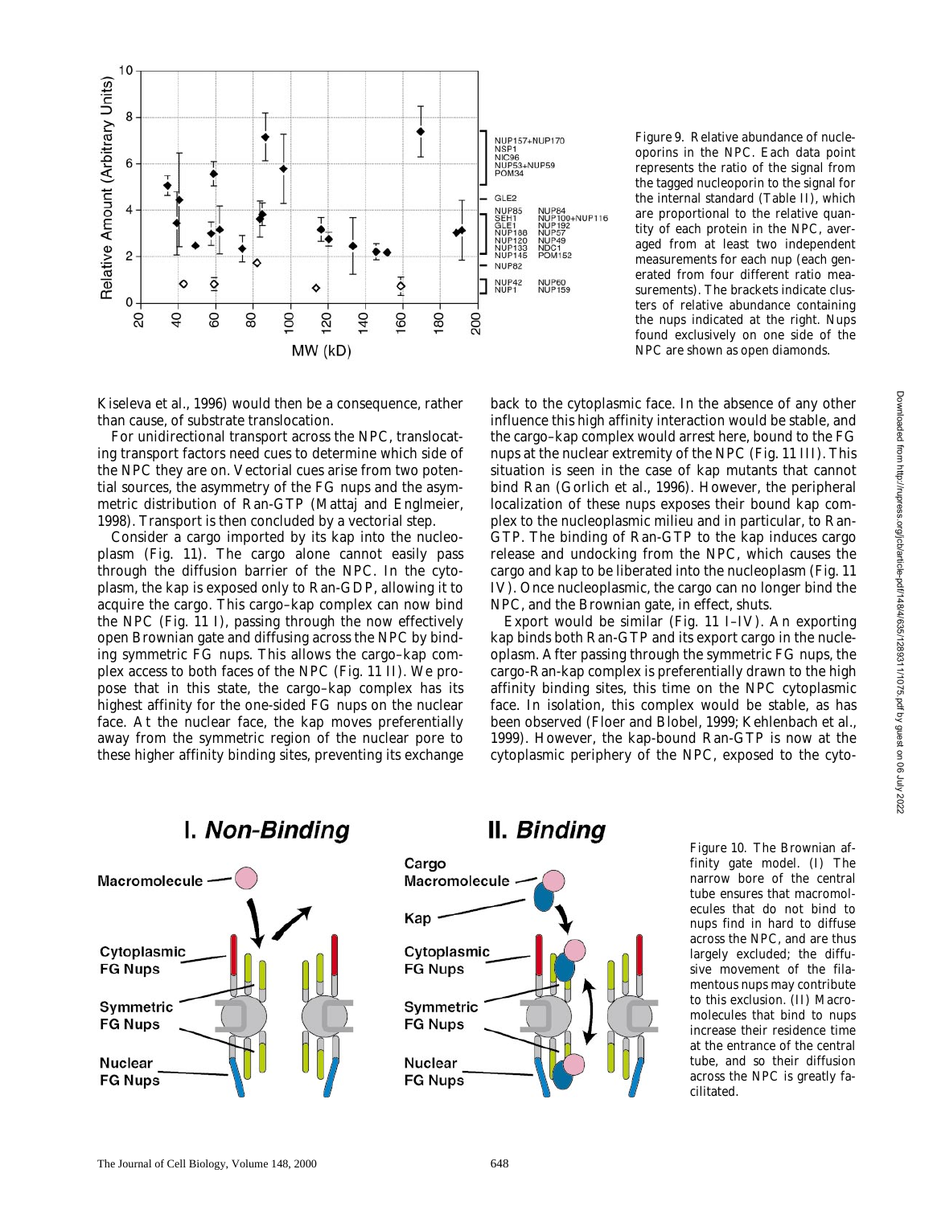Figure 9. Relative abundance of nucleoporins in the NPC. Each data point represents the ratio of the signal from the tagged nucleoporin to the signal for the internal standard (Table II), which are proportional to the relative quantity of each protein in the NPC, averaged from at least two independent measurements for each nup (each generated from four different ratio measurements). The brackets indicate clusters of relative abundance containing the nups indicated at the right. Nups found exclusively on one side of the NPC are shown as open diamonds.

Kiseleva et al., 1996) would then be a consequence, rather than cause, of substrate translocation.

For unidirectional transport across the NPC, translocating transport factors need cues to determine which side of the NPC they are on. Vectorial cues arise from two potential sources, the asymmetry of the FG nups and the asymmetric distribution of Ran-GTP (Mattaj and Englmeier, 1998). Transport is then concluded by a vectorial step.

Consider a cargo imported by its kap into the nucleoplasm (Fig. 11). The cargo alone cannot easily pass through the diffusion barrier of the NPC. In the cytoplasm, the kap is exposed only to Ran-GDP, allowing it to acquire the cargo. This cargo–kap complex can now bind the NPC (Fig. 11 I), passing through the now effectively open Brownian gate and diffusing across the NPC by binding symmetric FG nups. This allows the cargo–kap complex access to both faces of the NPC (Fig. 11 II). We propose that in this state, the cargo–kap complex has its highest affinity for the one-sided FG nups on the nuclear face. At the nuclear face, the kap moves preferentially away from the symmetric region of the nuclear pore to these higher affinity binding sites, preventing its exchange back to the cytoplasmic face. In the absence of any other influence this high affinity interaction would be stable, and the cargo–kap complex would arrest here, bound to the FG nups at the nuclear extremity of the NPC (Fig. 11 III). This situation is seen in the case of kap mutants that cannot bind Ran (Gorlich et al., 1996). However, the peripheral localization of these nups exposes their bound kap complex to the nucleoplasmic milieu and in particular, to Ran-GTP. The binding of Ran-GTP to the kap induces cargo release and undocking from the NPC, which causes the cargo and kap to be liberated into the nucleoplasm (Fig. 11 IV). Once nucleoplasmic, the cargo can no longer bind the NPC, and the Brownian gate, in effect, shuts.

Export would be similar (Fig. 11 I–IV). An exporting kap binds both Ran-GTP and its export cargo in the nucleoplasm. After passing through the symmetric FG nups, the cargo-Ran-kap complex is preferentially drawn to the high affinity binding sites, this time on the NPC cytoplasmic face. In isolation, this complex would be stable, as has been observed (Floer and Blobel, 1999; Kehlenbach et al., 1999). However, the kap-bound Ran-GTP is now at the cytoplasmic periphery of the NPC, exposed to the cyto-

Figure 10. The Brownian affinity gate model. (I) The narrow bore of the central tube ensures that macromolecules that do not bind to nups find in hard to diffuse across the NPC, and are thus largely excluded; the diffusive movement of the filamentous nups may contribute to this exclusion. (II) Macromolecules that bind to nups increase their residence time at the entrance of the central tube, and so their diffusion across the NPC is greatly facilitated.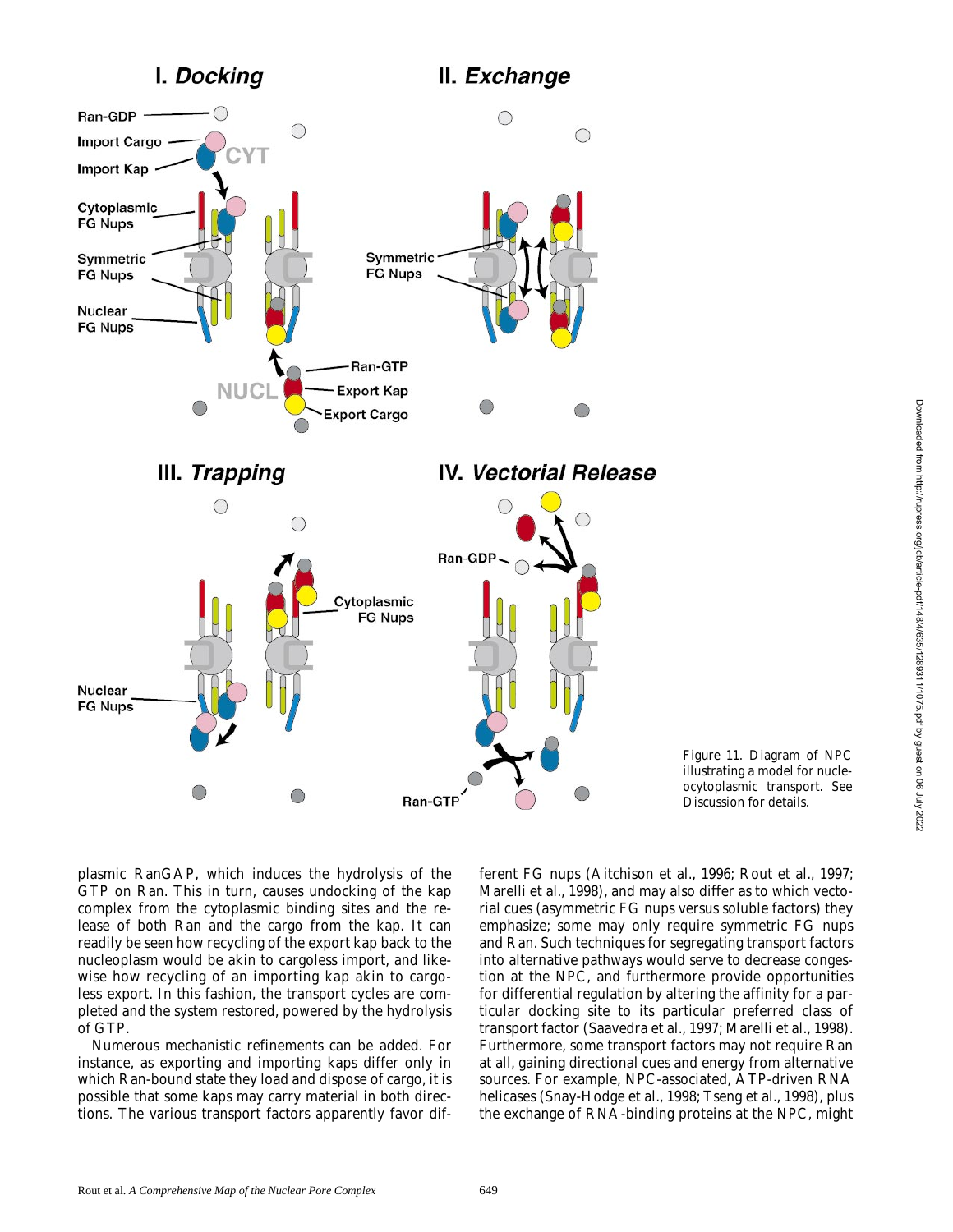Figure 11. Diagram of NPC illustrating a model for nucleocytoplasmic transport. See Discussion for details.

plasmic RanGAP, which induces the hydrolysis of the GTP on Ran. This in turn, causes undocking of the kap complex from the cytoplasmic binding sites and the release of both Ran and the cargo from the kap. It can readily be seen how recycling of the export kap back to the nucleoplasm would be akin to cargoless import, and likewise how recycling of an importing kap akin to cargoless export. In this fashion, the transport cycles are completed and the system restored, powered by the hydrolysis of GTP.

Numerous mechanistic refinements can be added. For instance, as exporting and importing kaps differ only in which Ran-bound state they load and dispose of cargo, it is possible that some kaps may carry material in both directions. The various transport factors apparently favor different FG nups (Aitchison et al., 1996; Rout et al., 1997; Marelli et al., 1998), and may also differ as to which vectorial cues (asymmetric FG nups versus soluble factors) they emphasize; some may only require symmetric FG nups and Ran. Such techniques for segregating transport factors into alternative pathways would serve to decrease congestion at the NPC, and furthermore provide opportunities for differential regulation by altering the affinity for a particular docking site to its particular preferred class of transport factor (Saavedra et al., 1997; Marelli et al., 1998). Furthermore, some transport factors may not require Ran at all, gaining directional cues and energy from alternative sources. For example, NPC-associated, ATP-driven RNA helicases (Snay-Hodge et al., 1998; Tseng et al., 1998), plus the exchange of RNA-binding proteins at the NPC, might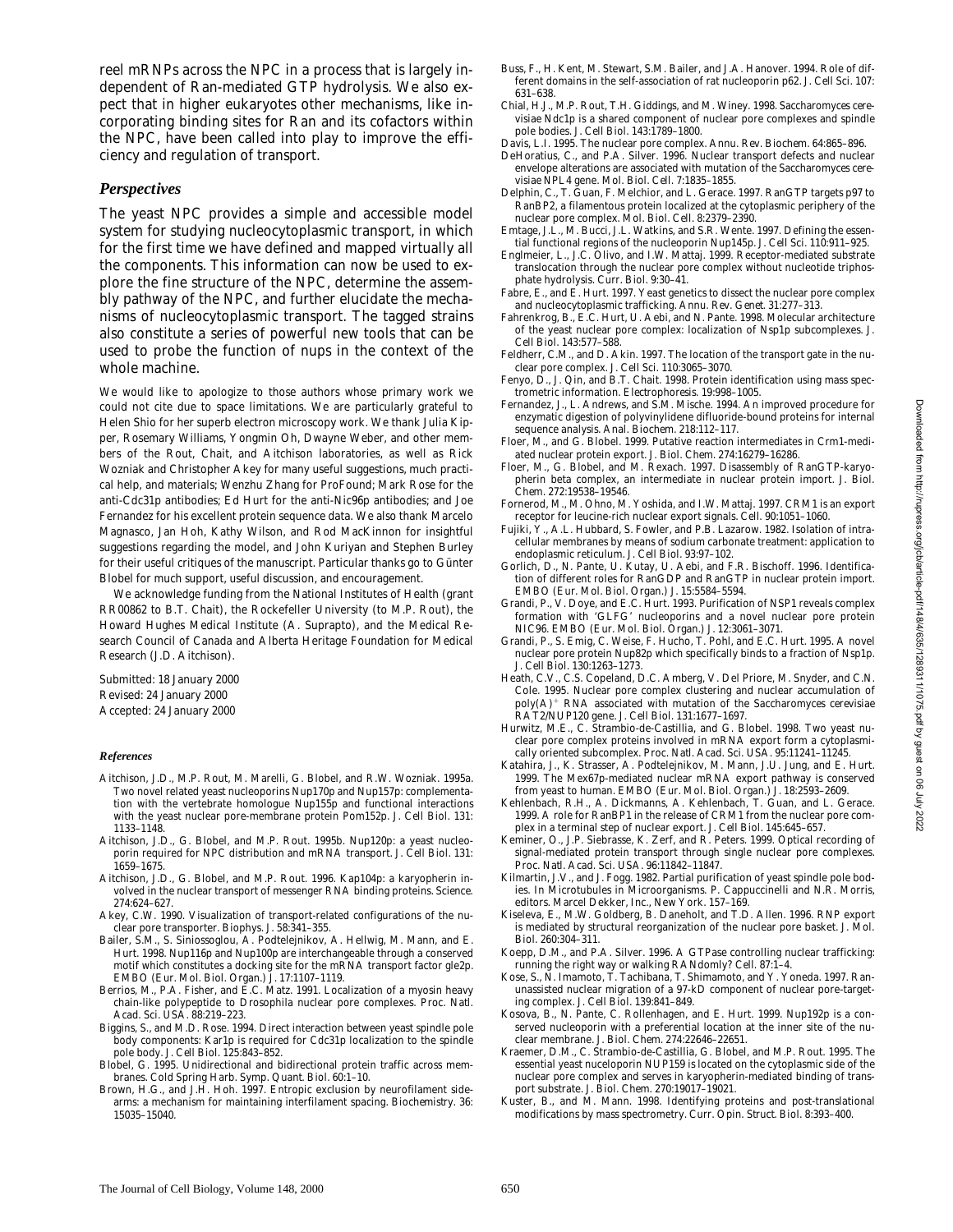reel mRNPs across the NPC in a process that is largely independent of Ran-mediated GTP hydrolysis. We also expect that in higher eukaryotes other mechanisms, like incorporating binding sites for Ran and its cofactors within the NPC, have been called into play to improve the efficiency and regulation of transport.

### *Perspectives*

The yeast NPC provides a simple and accessible model system for studying nucleocytoplasmic transport, in which for the first time we have defined and mapped virtually all the components. This information can now be used to explore the fine structure of the NPC, determine the assembly pathway of the NPC, and further elucidate the mechanisms of nucleocytoplasmic transport. The tagged strains also constitute a series of powerful new tools that can be used to probe the function of nups in the context of the whole machine.

We would like to apologize to those authors whose primary work we could not cite due to space limitations. We are particularly grateful to Helen Shio for her superb electron microscopy work. We thank Julia Kipper, Rosemary Williams, Yongmin Oh, Dwayne Weber, and other members of the Rout, Chait, and Aitchison laboratories, as well as Rick Wozniak and Christopher Akey for many useful suggestions, much practical help, and materials; Wenzhu Zhang for ProFound; Mark Rose for the anti-Cdc31p antibodies; Ed Hurt for the anti-Nic96p antibodies; and Joe Fernandez for his excellent protein sequence data. We also thank Marcelo Magnasco, Jan Hoh, Kathy Wilson, and Rod MacKinnon for insightful suggestions regarding the model, and John Kuriyan and Stephen Burley for their useful critiques of the manuscript. Particular thanks go to Günter Blobel for much support, useful discussion, and encouragement.

We acknowledge funding from the National Institutes of Health (grant RR00862 to B.T. Chait), the Rockefeller University (to M.P. Rout), the Howard Hughes Medical Institute (A. Suprapto), and the Medical Research Council of Canada and Alberta Heritage Foundation for Medical Research (J.D. Aitchison).

Submitted: 18 January 2000
Revised: 24 January 2000
Accepted: 24 January 2000

### *References*

- Aitchison, J.D., M.P. Rout, M. Marelli, G. Blobel, and R.W. Wozniak. 1995a. Two novel related yeast nucleoporins Nup170p and Nup157p: complementation with the vertebrate homologue Nup155p and functional interactions with the yeast nuclear pore-membrane protein Pom152p. *J. Cell Biol.* 131: 1133–1148.
- Aitchison, J.D., G. Blobel, and M.P. Rout. 1995b. Nup120p: a yeast nucleoporin required for NPC distribution and mRNA transport. *J. Cell Biol.* 131: 1659–1675.
- Aitchison, J.D., G. Blobel, and M.P. Rout. 1996. Kap104p: a karyopherin involved in the nuclear transport of messenger RNA binding proteins. *Science.* 274:624–627.
- Akey, C.W. 1990. Visualization of transport-related configurations of the nuclear pore transporter. *Biophys. J.* 58:341–355.
- Bailer, S.M., S. Siniossoglou, A. Podtelejnikov, A. Hellwig, M. Mann, and E. Hurt. 1998. Nup116p and Nup100p are interchangeable through a conserved motif which constitutes a docking site for the mRNA transport factor gle2p. *EMBO (Eur. Mol. Biol. Organ.) J.* 17:1107–1119.
- Berrios, M., P.A. Fisher, and E.C. Matz. 1991. Localization of a myosin heavy chain-like polypeptide to *Drosophila* nuclear pore complexes. *Proc. Natl. Acad. Sci. USA.* 88:219–223.
- Biggins, S., and M.D. Rose. 1994. Direct interaction between yeast spindle pole body components: Kar1p is required for Cdc31p localization to the spindle pole body. *J. Cell Biol.* 125:843–852.
- Blobel, G. 1995. Unidirectional and bidirectional protein traffic across membranes. *Cold Spring Harb. Symp. Quant. Biol.* 60:1–10.
- Brown, H.G., and J.H. Hoh. 1997. Entropic exclusion by neurofilament sidearms: a mechanism for maintaining interfilament spacing. *Biochemistry.* 36: 15035–15040.
- Buss, F., H. Kent, M. Stewart, S.M. Bailer, and J.A. Hanover. 1994. Role of different domains in the self-association of rat nucleoporin p62. *J. Cell Sci.* 107: 631–638.
- Chial, H.J., M.P. Rout, T.H. Giddings, and M. Winey. 1998. *Saccharomyces cerevisiae* Ndc1p is a shared component of nuclear pore complexes and spindle pole bodies. *J. Cell Biol.* 143:1789–1800.
- Davis, L.I. 1995. The nuclear pore complex. *Annu. Rev. Biochem.* 64:865–896.
- DeHoratius, C., and P.A. Silver. 1996. Nuclear transport defects and nuclear envelope alterations are associated with mutation of the *Saccharomyces cerevisiae* NPL4 gene. *Mol. Biol. Cell.* 7:1835–1855.
- Delphin, C., T. Guan, F. Melchior, and L. Gerace. 1997. RanGTP targets p97 to RanBP2, a filamentous protein localized at the cytoplasmic periphery of the nuclear pore complex. *Mol. Biol. Cell.* 8:2379–2390.
- Emtage, J.L., M. Bucci, J.L. Watkins, and S.R. Wente. 1997. Defining the essential functional regions of the nucleoporin Nup145p. *J. Cell Sci.* 110:911–925.
- Englmeier, L., J.C. Olivo, and I.W. Mattaj. 1999. Receptor-mediated substrate translocation through the nuclear pore complex without nucleotide triphosphate hydrolysis. *Curr. Biol.* 9:30–41.
- Fabre, E., and E. Hurt. 1997. Yeast genetics to dissect the nuclear pore complex and nucleocytoplasmic trafficking. *Annu. Rev. Genet.* 31:277–313.
- Fahrenkrog, B., E.C. Hurt, U. Aebi, and N. Pante. 1998. Molecular architecture of the yeast nuclear pore complex: localization of Nsp1p subcomplexes. *J. Cell Biol.* 143:577–588.
- Feldherr, C.M., and D. Akin. 1997. The location of the transport gate in the nuclear pore complex. *J. Cell Sci.* 110:3065–3070.
- Fenyo, D., J. Qin, and B.T. Chait. 1998. Protein identification using mass spectrometric information. *Electrophoresis.* 19:998–1005.
- Fernandez, J., L. Andrews, and S.M. Mische. 1994. An improved procedure for enzymatic digestion of polyvinylidene difluoride-bound proteins for internal sequence analysis. *Anal. Biochem.* 218:112–117.
- Floer, M., and G. Blobel. 1999. Putative reaction intermediates in Crm1-mediated nuclear protein export. *J. Biol. Chem.* 274:16279–16286.
- Floer, M., G. Blobel, and M. Rexach. 1997. Disassembly of RanGTP-karyopherin beta complex, an intermediate in nuclear protein import. *J. Biol. Chem.* 272:19538–19546.
- Fornerod, M., M. Ohno, M. Yoshida, and I.W. Mattaj. 1997. CRM1 is an export receptor for leucine-rich nuclear export signals. *Cell.* 90:1051–1060.
- Fujiki, Y., A.L. Hubbard, S. Fowler, and P.B. Lazarow. 1982. Isolation of intracellular membranes by means of sodium carbonate treatment: application to endoplasmic reticulum. *J. Cell Biol.* 93:97–102.
- Gorlich, D., N. Pante, U. Kutay, U. Aebi, and F.R. Bischoff. 1996. Identification of different roles for RanGDP and RanGTP in nuclear protein import. *EMBO (Eur. Mol. Biol. Organ.) J.* 15:5584–5594.
- Grandi, P., V. Doye, and E.C. Hurt. 1993. Purification of NSP1 reveals complex formation with 'GLFG' nucleoporins and a novel nuclear pore protein NIC96. *EMBO (Eur. Mol. Biol. Organ.) J.* 12:3061–3071.
- Grandi, P., S. Emig, C. Weise, F. Hucho, T. Pohl, and E.C. Hurt. 1995. A novel nuclear pore protein Nup82p which specifically binds to a fraction of Nsp1p. *J. Cell Biol.* 130:1263–1273.
- Heath, C.V., C.S. Copeland, D.C. Amberg, V. Del Priore, M. Snyder, and C.N. Cole. 1995. Nuclear pore complex clustering and nuclear accumulation of poly(A)$^+$ RNA associated with mutation of the *Saccharomyces cerevisiae* RAT2/NUP120 gene. *J. Cell Biol.* 131:1677–1697.
- Hurwitz, M.E., C. Strambio-de-Castillia, and G. Blobel. 1998. Two yeast nuclear pore complex proteins involved in mRNA export form a cytoplasmically oriented subcomplex. *Proc. Natl. Acad. Sci. USA.* 95:11241–11245.
- Katahira, J., K. Strasser, A. Podtelejnikov, M. Mann, J.U. Jung, and E. Hurt. 1999. The Mex67p-mediated nuclear mRNA export pathway is conserved from yeast to human. *EMBO (Eur. Mol. Biol. Organ.) J.* 18:2593–2609.
- Kehlenbach, R.H., A. Dickmanns, A. Kehlenbach, T. Guan, and L. Gerace. 1999. A role for RanBP1 in the release of CRM1 from the nuclear pore complex in a terminal step of nuclear export. *J. Cell Biol.* 145:645–657.
- Keminer, O., J.P. Siebrasse, K. Zerf, and R. Peters. 1999. Optical recording of signal-mediated protein transport through single nuclear pore complexes. *Proc. Natl. Acad. Sci. USA.* 96:11842–11847.
- Kilmartin, J.V., and J. Fogg. 1982. Partial purification of yeast spindle pole bodies. *In* Microtubules in Microorganisms. P. Cappuccinelli and N.R. Morris, editors. Marcel Dekker, Inc., New York. 157–169.
- Kiseleva, E., M.W. Goldberg, B. Daneholt, and T.D. Allen. 1996. RNP export is mediated by structural reorganization of the nuclear pore basket. *J. Mol. Biol.* 260:304–311.
- Koepp, D.M., and P.A. Silver. 1996. A GTPase controlling nuclear trafficking: running the right way or walking RANdomly? *Cell.* 87:1–4.
- Kose, S., N. Imamoto, T. Tachibana, T. Shimamoto, and Y. Yoneda. 1997. Ran-unassisted nuclear migration of a 97-kD component of nuclear pore-targeting complex. *J. Cell Biol.* 139:841–849.
- Kosova, B., N. Pante, C. Rollenhagen, and E. Hurt. 1999. Nup192p is a conserved nucleoporin with a preferential location at the inner site of the nuclear membrane. *J. Biol. Chem.* 274:22646–22651.
- Kraemer, D.M., C. Strambio-de-Castillia, G. Blobel, and M.P. Rout. 1995. The essential yeast nuceloporin NUP159 is located on the cytoplasmic side of the nuclear pore complex and serves in karyopherin-mediated binding of transport substrate. *J. Biol. Chem.* 270:19017–19021.
- Kuster, B., and M. Mann. 1998. Identifying proteins and post-translational modifications by mass spectrometry. *Curr. Opin. Struct. Biol.* 8:393–400.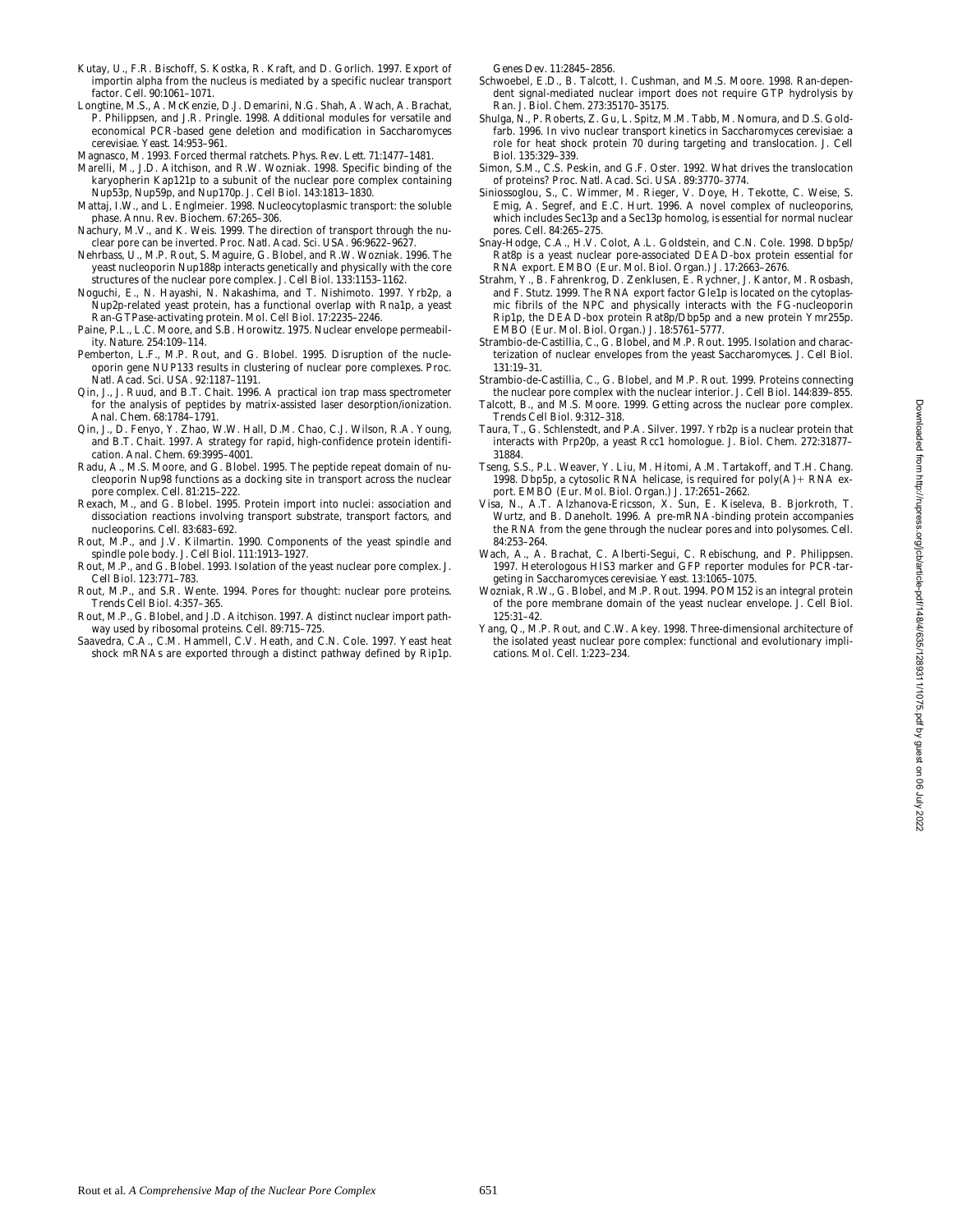Kutay, U., F.R. Bischoff, S. Kostka, R. Kraft, and D. Gorlich. 1997. Export of importin alpha from the nucleus is mediated by a specific nuclear transport factor. Cell. 90:1061–1071.

Longtine, M.S., A. McKenzie, D.J. Demarini, N.G. Shah, A. Wach, A. Brachat, P. Philippsen, and J.R. Pringle. 1998. Additional modules for versatile and economical PCR-based gene deletion and modification in Saccharomyces cerevisiae. Yeast. 14:953–961.

Magnasco, M. 1993. Forced thermal ratchets. Phys. Rev. Lett. 71:1477–1481.

Marelli, M., J.D. Aitchison, and R.W. Wozniak. 1998. Specific binding of the karyopherin Kap121p to a subunit of the nuclear pore complex containing Nup53p, Nup59p, and Nup170p. J. Cell Biol. 143:1813–1830.

Mattaj, I.W., and L. Englmeier. 1998. Nucleocytoplasmic transport: the soluble phase. Annu. Rev. Biochem. 67:265–306.

Nachury, M.V., and K. Weis. 1999. The direction of transport through the nuclear pore can be inverted. Proc. Natl. Acad. Sci. USA. 96:9622–9627.

Nehrbass, U., M.P. Rout, S. Maguire, G. Blobel, and R.W. Wozniak. 1996. The yeast nucleoporin Nup188p interacts genetically and physically with the core structures of the nuclear pore complex. J. Cell Biol. 133:1153–1162.

Noguchi, E., N. Hayashi, N. Nakashima, and T. Nishimoto. 1997. Yrb2p, a Nup2p-related yeast protein, has a functional overlap with Rna1p, a yeast Ran-GTPase-activating protein. Mol. Cell Biol. 17:2235–2246.

Paine, P.L., L.C. Moore, and S.B. Horowitz. 1975. Nuclear envelope permeability. Nature. 254:109–114.

Pemberton, L.F., M.P. Rout, and G. Blobel. 1995. Disruption of the nucleoporin gene NUP133 results in clustering of nuclear pore complexes. Proc. Natl. Acad. Sci. USA. 92:1187–1191.

Qin, J., J. Ruud, and B.T. Chait. 1996. A practical ion trap mass spectrometer for the analysis of peptides by matrix-assisted laser desorption/ionization. Anal. Chem. 68:1784–1791.

Qin, J., D. Fenyo, Y. Zhao, W.W. Hall, D.M. Chao, C.J. Wilson, R.A. Young, and B.T. Chait. 1997. A strategy for rapid, high-confidence protein identification. Anal. Chem. 69:3995–4001.

Radu, A., M.S. Moore, and G. Blobel. 1995. The peptide repeat domain of nucleoporin Nup98 functions as a docking site in transport across the nuclear pore complex. Cell. 81:215–222.

Rexach, M., and G. Blobel. 1995. Protein import into nuclei: association and dissociation reactions involving transport substrate, transport factors, and nucleoporins. Cell. 83:683–692.

Rout, M.P., and J.V. Kilmartin. 1990. Components of the yeast spindle and spindle pole body. J. Cell Biol. 111:1913–1927.

Rout, M.P., and G. Blobel. 1993. Isolation of the yeast nuclear pore complex. J. Cell Biol. 123:771–783.

Rout, M.P., and S.R. Wente. 1994. Pores for thought: nuclear pore proteins. Trends Cell Biol. 4:357–365.

Rout, M.P., G. Blobel, and J.D. Aitchison. 1997. A distinct nuclear import pathway used by ribosomal proteins. Cell. 89:715–725.

Saavedra, C.A., C.M. Hammell, C.V. Heath, and C.N. Cole. 1997. Yeast heat shock mRNAs are exported through a distinct pathway defined by Rip1p. Genes Dev. 11:2845–2856.

Schwoebel, E.D., B. Talcott, I. Cushman, and M.S. Moore. 1998. Ran-dependent signal-mediated nuclear import does not require GTP hydrolysis by Ran. J. Biol. Chem. 273:35170–35175.

Shulga, N., P. Roberts, Z. Gu, L. Spitz, M.M. Tabb, M. Nomura, and D.S. Goldfarb. 1996. In vivo nuclear transport kinetics in Saccharomyces cerevisiae: a role for heat shock protein 70 during targeting and translocation. J. Cell Biol. 135:329–339.

Simon, S.M., C.S. Peskin, and G.F. Oster. 1992. What drives the translocation of proteins? Proc. Natl. Acad. Sci. USA. 89:3770–3774.

Siniossoglou, S., C. Wimmer, M. Rieger, V. Doye, H. Tekotte, C. Weise, S. Emig, A. Segref, and E.C. Hurt. 1996. A novel complex of nucleoporins, which includes Sec13p and a Sec13p homolog, is essential for normal nuclear pores. Cell. 84:265–275.

Snay-Hodge, C.A., H.V. Colot, A.L. Goldstein, and C.N. Cole. 1998. Dbp5p/Rat8p is a yeast nuclear pore-associated DEAD-box protein essential for RNA export. EMBO (Eur. Mol. Biol. Organ.) J. 17:2663–2676.

Strahm, Y., B. Fahrenkrog, D. Zenklusen, E. Rychner, J. Kantor, M. Rosbash, and F. Stutz. 1999. The RNA export factor Gle1p is located on the cytoplasmic fibrils of the NPC and physically interacts with the FG-nucleoporin Rip1p, the DEAD-box protein Rat8p/Dbp5p and a new protein Ymr255p. EMBO (Eur. Mol. Biol. Organ.) J. 18:5761–5777.

Strambio-de-Castillia, C., G. Blobel, and M.P. Rout. 1995. Isolation and characterization of nuclear envelopes from the yeast Saccharomyces. J. Cell Biol. 131:19–31.

Strambio-de-Castillia, C., G. Blobel, and M.P. Rout. 1999. Proteins connecting the nuclear pore complex with the nuclear interior. J. Cell Biol. 144:839–855.

Talcott, B., and M.S. Moore. 1999. Getting across the nuclear pore complex. Trends Cell Biol. 9:312–318.

Taura, T., G. Schlenstedt, and P.A. Silver. 1997. Yrb2p is a nuclear protein that interacts with Prp20p, a yeast Rcc1 homologue. J. Biol. Chem. 272:31877–31884.

Tseng, S.S., P.L. Weaver, Y. Liu, M. Hitomi, A.M. Tartakoff, and T.H. Chang. 1998. Dbp5p, a cytosolic RNA helicase, is required for poly(A)+ RNA export. EMBO (Eur. Mol. Biol. Organ.) J. 17:2651–2662.

Visa, N., A.T. Alzhanova-Ericsson, X. Sun, E. Kiseleva, B. Bjorkroth, T. Wurtz, and B. Daneholt. 1996. A pre-mRNA-binding protein accompanies the RNA from the gene through the nuclear pores and into polysomes. Cell. 84:253–264.

Wach, A., A. Brachat, C. Alberti-Segui, C. Rebischung, and P. Philippsen. 1997. Heterologous HIS3 marker and GFP reporter modules for PCR-targeting in Saccharomyces cerevisiae. Yeast. 13:1065–1075.

Wozniak, R.W., G. Blobel, and M.P. Rout. 1994. POM152 is an integral protein of the pore membrane domain of the yeast nuclear envelope. J. Cell Biol. 125:31–42.

Yang, Q., M.P. Rout, and C.W. Akey. 1998. Three-dimensional architecture of the isolated yeast nuclear pore complex: functional and evolutionary implications. Mol. Cell. 1:223–234.